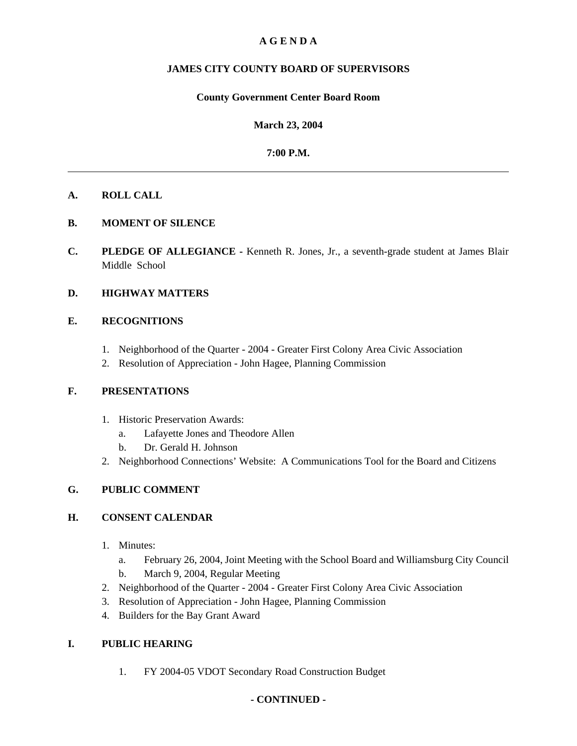# A G E N D A

## JAMES CITY COUNTY BOARD OF SUPERVISORS

### County Government Center Board Room

### March 23, 2004

### 7:00 P.M.

---

**A. ROLL CALL**

**B. MOMENT OF SILENCE**

**C. PLEDGE OF ALLEGIANCE -** Kenneth R. Jones, Jr., a seventh-grade student at James Blair Middle School

**D. HIGHWAY MATTERS**

**E. RECOGNITIONS**

1. Neighborhood of the Quarter - 2004 - Greater First Colony Area Civic Association
2. Resolution of Appreciation - John Hagee, Planning Commission

**F. PRESENTATIONS**

1. Historic Preservation Awards:
   a. Lafayette Jones and Theodore Allen
   b. Dr. Gerald H. Johnson
2. Neighborhood Connections' Website: A Communications Tool for the Board and Citizens

**G. PUBLIC COMMENT**

**H. CONSENT CALENDAR**

1. Minutes:
   a. February 26, 2004, Joint Meeting with the School Board and Williamsburg City Council
   b. March 9, 2004, Regular Meeting
2. Neighborhood of the Quarter - 2004 - Greater First Colony Area Civic Association
3. Resolution of Appreciation - John Hagee, Planning Commission
4. Builders for the Bay Grant Award

**I. PUBLIC HEARING**

1. FY 2004-05 VDOT Secondary Road Construction Budget

**- CONTINUED -**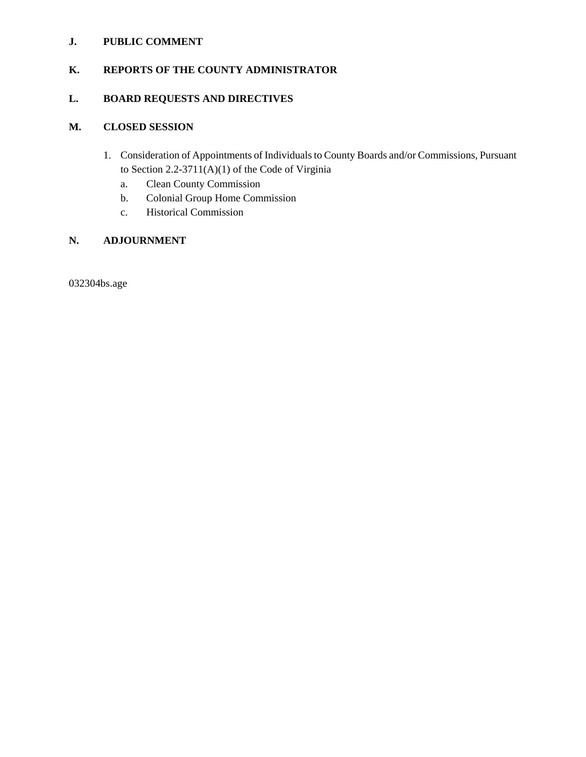**J. PUBLIC COMMENT**

**K. REPORTS OF THE COUNTY ADMINISTRATOR**

**L. BOARD REQUESTS AND DIRECTIVES**

**M. CLOSED SESSION**

1. Consideration of Appointments of Individuals to County Boards and/or Commissions, Pursuant to Section 2.2-3711(A)(1) of the Code of Virginia
   a. Clean County Commission
   b. Colonial Group Home Commission
   c. Historical Commission

**N. ADJOURNMENT**

032304bs.age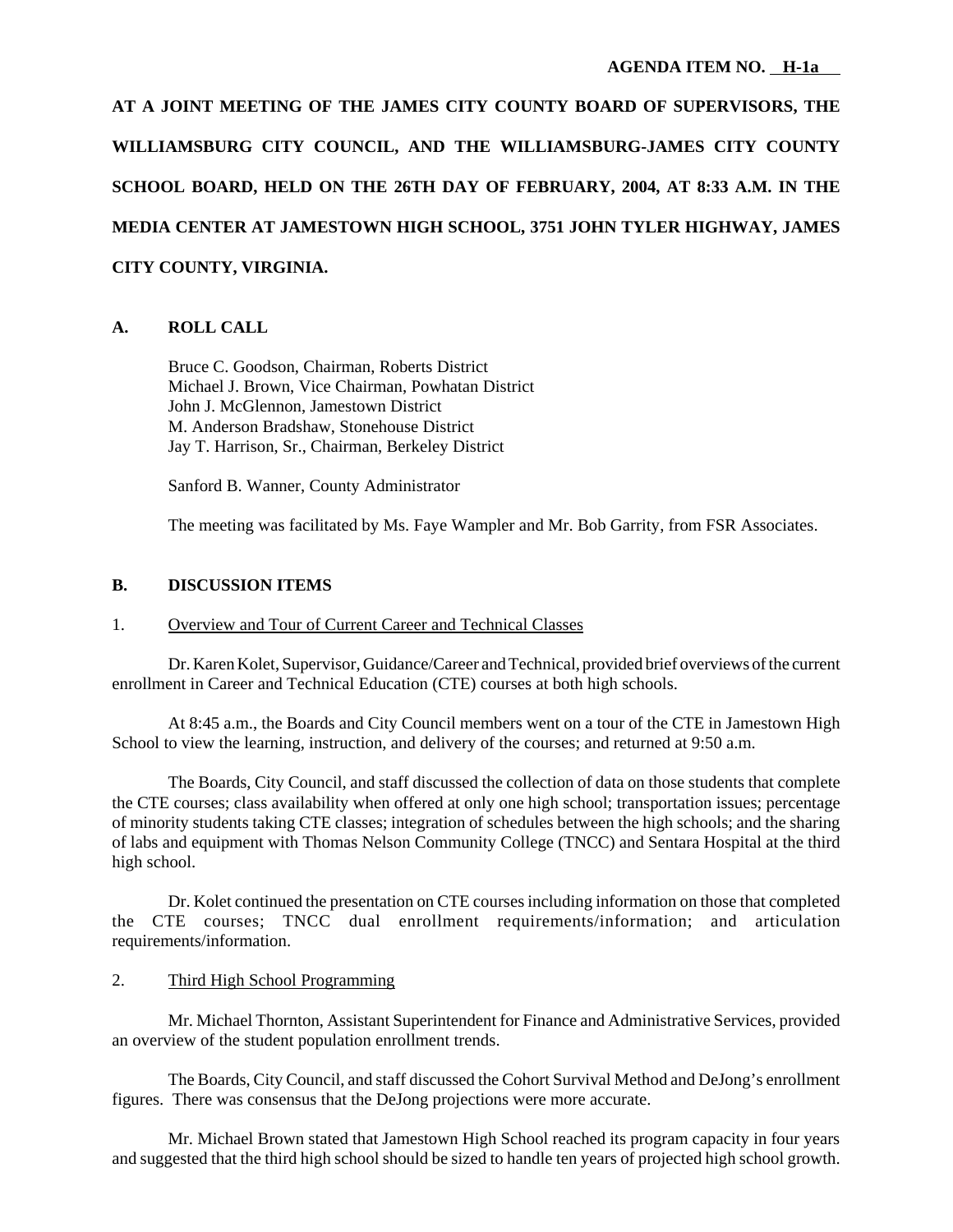**AGENDA ITEM NO. H-1a**

**AT A JOINT MEETING OF THE JAMES CITY COUNTY BOARD OF SUPERVISORS, THE WILLIAMSBURG CITY COUNCIL, AND THE WILLIAMSBURG-JAMES CITY COUNTY SCHOOL BOARD, HELD ON THE 26TH DAY OF FEBRUARY, 2004, AT 8:33 A.M. IN THE MEDIA CENTER AT JAMESTOWN HIGH SCHOOL, 3751 JOHN TYLER HIGHWAY, JAMES CITY COUNTY, VIRGINIA.**

## A. ROLL CALL

Bruce C. Goodson, Chairman, Roberts District
Michael J. Brown, Vice Chairman, Powhatan District
John J. McGlennon, Jamestown District
M. Anderson Bradshaw, Stonehouse District
Jay T. Harrison, Sr., Chairman, Berkeley District

Sanford B. Wanner, County Administrator

The meeting was facilitated by Ms. Faye Wampler and Mr. Bob Garrity, from FSR Associates.

## B. DISCUSSION ITEMS

1. Overview and Tour of Current Career and Technical Classes

Dr. Karen Kolet, Supervisor, Guidance/Career and Technical, provided brief overviews of the current enrollment in Career and Technical Education (CTE) courses at both high schools.

At 8:45 a.m., the Boards and City Council members went on a tour of the CTE in Jamestown High School to view the learning, instruction, and delivery of the courses; and returned at 9:50 a.m.

The Boards, City Council, and staff discussed the collection of data on those students that complete the CTE courses; class availability when offered at only one high school; transportation issues; percentage of minority students taking CTE classes; integration of schedules between the high schools; and the sharing of labs and equipment with Thomas Nelson Community College (TNCC) and Sentara Hospital at the third high school.

Dr. Kolet continued the presentation on CTE courses including information on those that completed the CTE courses; TNCC dual enrollment requirements/information; and articulation requirements/information.

2. Third High School Programming

Mr. Michael Thornton, Assistant Superintendent for Finance and Administrative Services, provided an overview of the student population enrollment trends.

The Boards, City Council, and staff discussed the Cohort Survival Method and DeJong's enrollment figures. There was consensus that the DeJong projections were more accurate.

Mr. Michael Brown stated that Jamestown High School reached its program capacity in four years and suggested that the third high school should be sized to handle ten years of projected high school growth.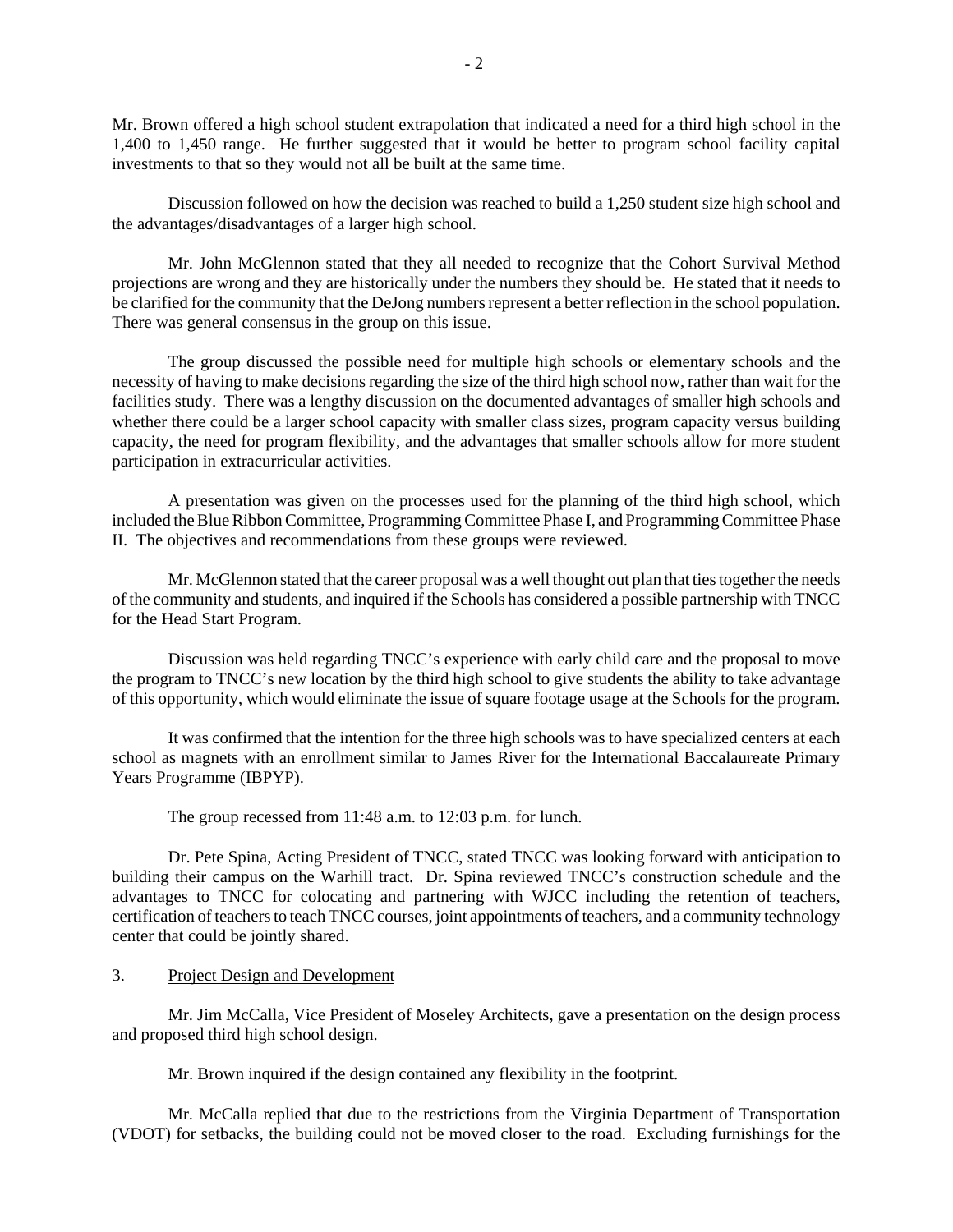Mr. Brown offered a high school student extrapolation that indicated a need for a third high school in the 1,400 to 1,450 range. He further suggested that it would be better to program school facility capital investments to that so they would not all be built at the same time.

Discussion followed on how the decision was reached to build a 1,250 student size high school and the advantages/disadvantages of a larger high school.

Mr. John McGlennon stated that they all needed to recognize that the Cohort Survival Method projections are wrong and they are historically under the numbers they should be. He stated that it needs to be clarified for the community that the DeJong numbers represent a better reflection in the school population. There was general consensus in the group on this issue.

The group discussed the possible need for multiple high schools or elementary schools and the necessity of having to make decisions regarding the size of the third high school now, rather than wait for the facilities study. There was a lengthy discussion on the documented advantages of smaller high schools and whether there could be a larger school capacity with smaller class sizes, program capacity versus building capacity, the need for program flexibility, and the advantages that smaller schools allow for more student participation in extracurricular activities.

A presentation was given on the processes used for the planning of the third high school, which included the Blue Ribbon Committee, Programming Committee Phase I, and Programming Committee Phase II. The objectives and recommendations from these groups were reviewed.

Mr. McGlennon stated that the career proposal was a well thought out plan that ties together the needs of the community and students, and inquired if the Schools has considered a possible partnership with TNCC for the Head Start Program.

Discussion was held regarding TNCC's experience with early child care and the proposal to move the program to TNCC's new location by the third high school to give students the ability to take advantage of this opportunity, which would eliminate the issue of square footage usage at the Schools for the program.

It was confirmed that the intention for the three high schools was to have specialized centers at each school as magnets with an enrollment similar to James River for the International Baccalaureate Primary Years Programme (IBPYP).

The group recessed from 11:48 a.m. to 12:03 p.m. for lunch.

Dr. Pete Spina, Acting President of TNCC, stated TNCC was looking forward with anticipation to building their campus on the Warhill tract. Dr. Spina reviewed TNCC's construction schedule and the advantages to TNCC for colocating and partnering with WJCC including the retention of teachers, certification of teachers to teach TNCC courses, joint appointments of teachers, and a community technology center that could be jointly shared.

3. Project Design and Development

Mr. Jim McCalla, Vice President of Moseley Architects, gave a presentation on the design process and proposed third high school design.

Mr. Brown inquired if the design contained any flexibility in the footprint.

Mr. McCalla replied that due to the restrictions from the Virginia Department of Transportation (VDOT) for setbacks, the building could not be moved closer to the road. Excluding furnishings for the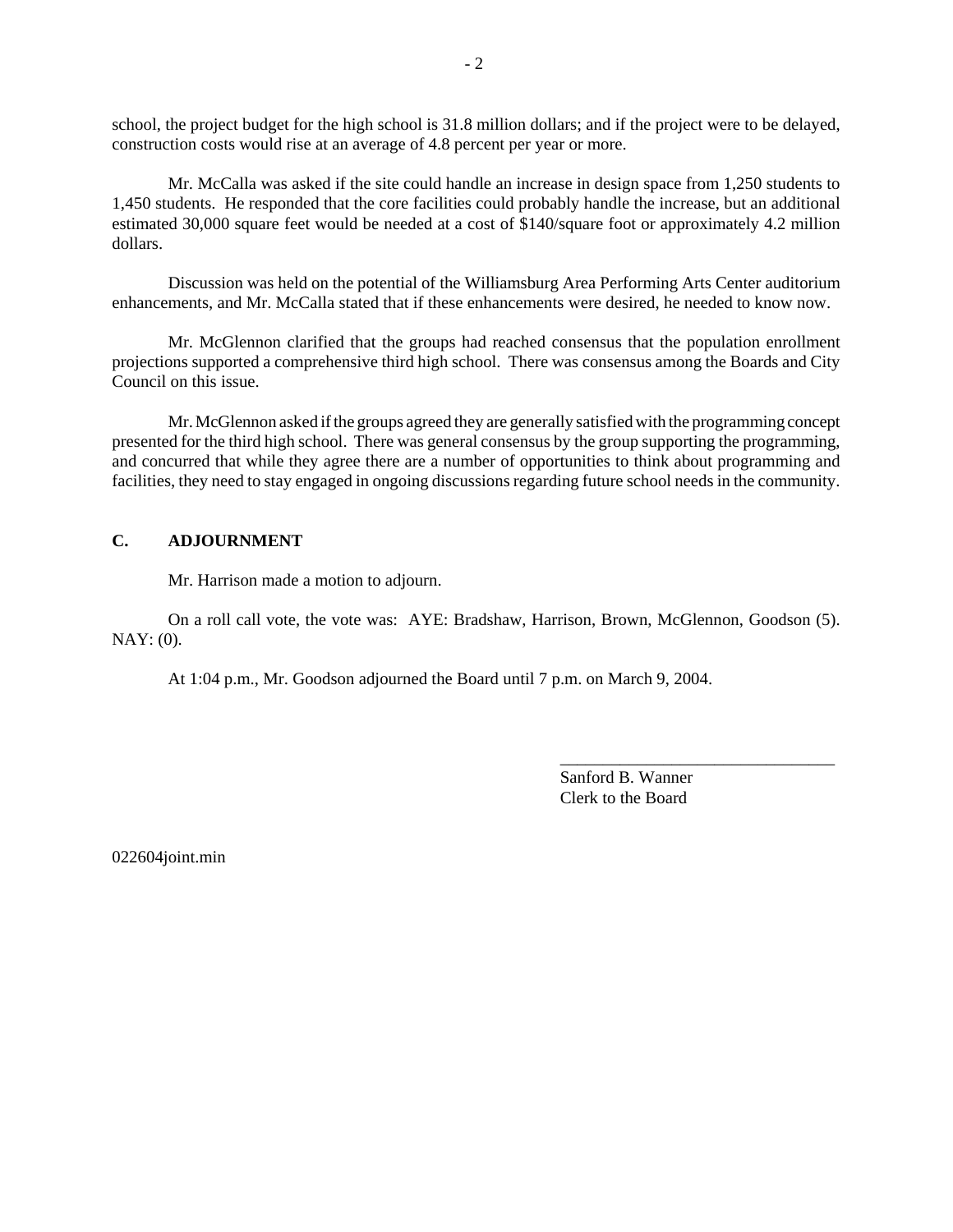school, the project budget for the high school is 31.8 million dollars; and if the project were to be delayed, construction costs would rise at an average of 4.8 percent per year or more.

Mr. McCalla was asked if the site could handle an increase in design space from 1,250 students to 1,450 students. He responded that the core facilities could probably handle the increase, but an additional estimated 30,000 square feet would be needed at a cost of $140/square foot or approximately 4.2 million dollars.

Discussion was held on the potential of the Williamsburg Area Performing Arts Center auditorium enhancements, and Mr. McCalla stated that if these enhancements were desired, he needed to know now.

Mr. McGlennon clarified that the groups had reached consensus that the population enrollment projections supported a comprehensive third high school. There was consensus among the Boards and City Council on this issue.

Mr. McGlennon asked if the groups agreed they are generally satisfied with the programming concept presented for the third high school. There was general consensus by the group supporting the programming, and concurred that while they agree there are a number of opportunities to think about programming and facilities, they need to stay engaged in ongoing discussions regarding future school needs in the community.

## C. ADJOURNMENT

Mr. Harrison made a motion to adjourn.

On a roll call vote, the vote was: AYE: Bradshaw, Harrison, Brown, McGlennon, Goodson (5). NAY: (0).

At 1:04 p.m., Mr. Goodson adjourned the Board until 7 p.m. on March 9, 2004.

\_\_\_\_\_\_\_\_\_\_\_\_\_\_\_\_\_\_\_\_\_\_\_\_\_\_\_\_\_\_\_\_

Sanford B. Wanner
Clerk to the Board

022604joint.min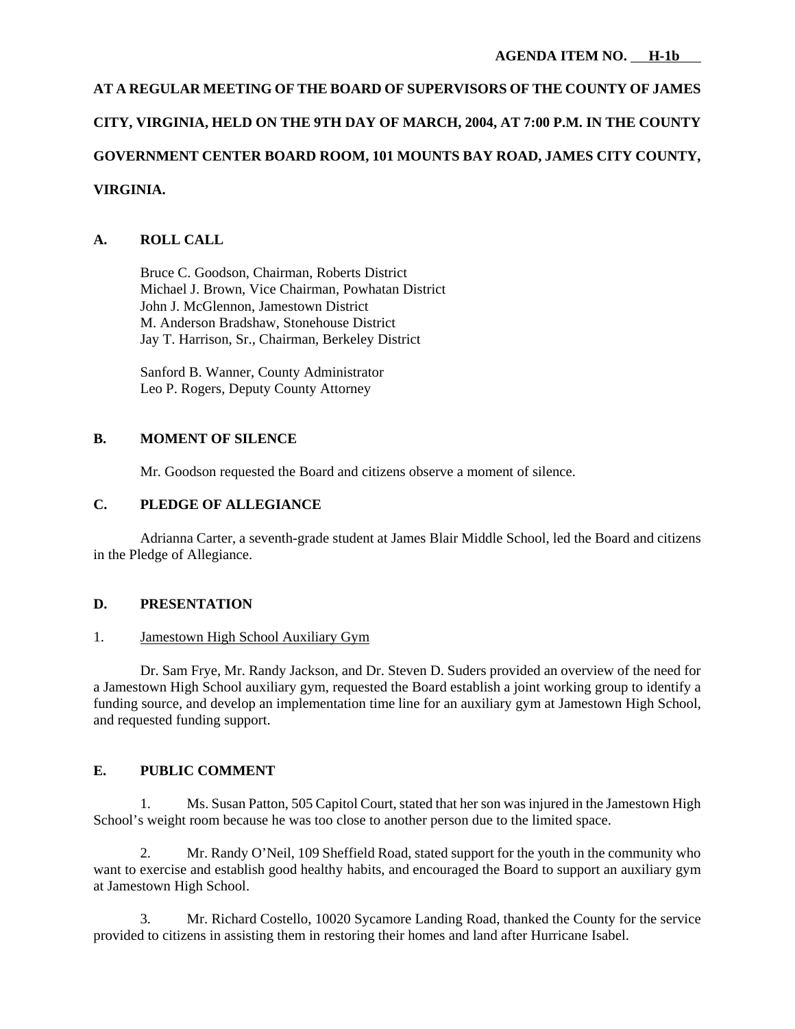**AGENDA ITEM NO. H-1b**

**AT A REGULAR MEETING OF THE BOARD OF SUPERVISORS OF THE COUNTY OF JAMES CITY, VIRGINIA, HELD ON THE 9TH DAY OF MARCH, 2004, AT 7:00 P.M. IN THE COUNTY GOVERNMENT CENTER BOARD ROOM, 101 MOUNTS BAY ROAD, JAMES CITY COUNTY, VIRGINIA.**

## A. ROLL CALL

Bruce C. Goodson, Chairman, Roberts District
Michael J. Brown, Vice Chairman, Powhatan District
John J. McGlennon, Jamestown District
M. Anderson Bradshaw, Stonehouse District
Jay T. Harrison, Sr., Chairman, Berkeley District

Sanford B. Wanner, County Administrator
Leo P. Rogers, Deputy County Attorney

## B. MOMENT OF SILENCE

Mr. Goodson requested the Board and citizens observe a moment of silence.

## C. PLEDGE OF ALLEGIANCE

Adrianna Carter, a seventh-grade student at James Blair Middle School, led the Board and citizens in the Pledge of Allegiance.

## D. PRESENTATION

1. Jamestown High School Auxiliary Gym

Dr. Sam Frye, Mr. Randy Jackson, and Dr. Steven D. Suders provided an overview of the need for a Jamestown High School auxiliary gym, requested the Board establish a joint working group to identify a funding source, and develop an implementation time line for an auxiliary gym at Jamestown High School, and requested funding support.

## E. PUBLIC COMMENT

1. Ms. Susan Patton, 505 Capitol Court, stated that her son was injured in the Jamestown High School's weight room because he was too close to another person due to the limited space.

2. Mr. Randy O'Neil, 109 Sheffield Road, stated support for the youth in the community who want to exercise and establish good healthy habits, and encouraged the Board to support an auxiliary gym at Jamestown High School.

3. Mr. Richard Costello, 10020 Sycamore Landing Road, thanked the County for the service provided to citizens in assisting them in restoring their homes and land after Hurricane Isabel.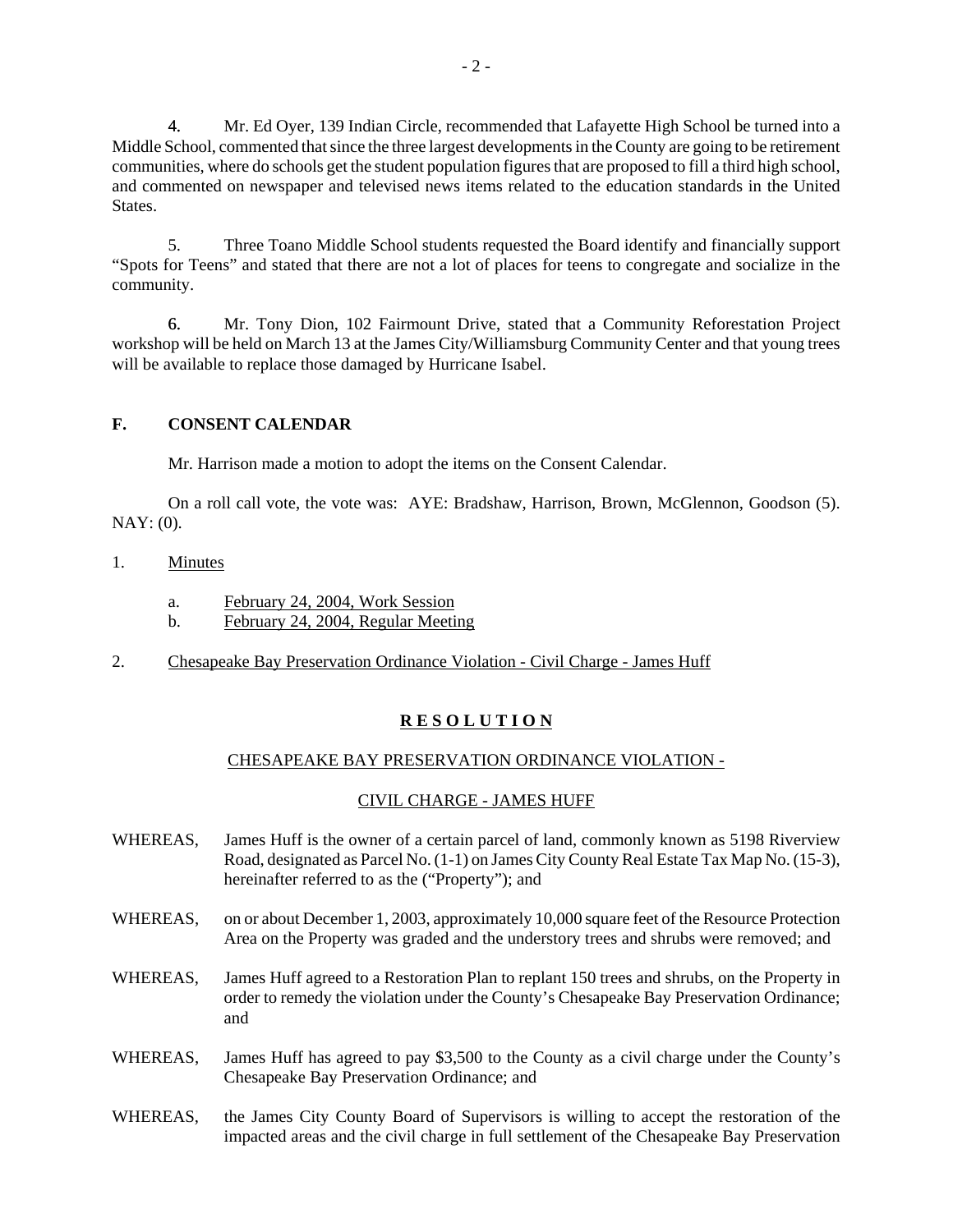4. Mr. Ed Oyer, 139 Indian Circle, recommended that Lafayette High School be turned into a Middle School, commented that since the three largest developments in the County are going to be retirement communities, where do schools get the student population figures that are proposed to fill a third high school, and commented on newspaper and televised news items related to the education standards in the United States.

5. Three Toano Middle School students requested the Board identify and financially support "Spots for Teens" and stated that there are not a lot of places for teens to congregate and socialize in the community.

6. Mr. Tony Dion, 102 Fairmount Drive, stated that a Community Reforestation Project workshop will be held on March 13 at the James City/Williamsburg Community Center and that young trees will be available to replace those damaged by Hurricane Isabel.

## F. CONSENT CALENDAR

Mr. Harrison made a motion to adopt the items on the Consent Calendar.

On a roll call vote, the vote was: AYE: Bradshaw, Harrison, Brown, McGlennon, Goodson (5). NAY: (0).

1. Minutes

   a. February 24, 2004, Work Session

   b. February 24, 2004, Regular Meeting

2. Chesapeake Bay Preservation Ordinance Violation - Civil Charge - James Huff

**R E S O L U T I O N**

CHESAPEAKE BAY PRESERVATION ORDINANCE VIOLATION -

CIVIL CHARGE - JAMES HUFF

WHEREAS, James Huff is the owner of a certain parcel of land, commonly known as 5198 Riverview Road, designated as Parcel No. (1-1) on James City County Real Estate Tax Map No. (15-3), hereinafter referred to as the ("Property"); and

WHEREAS, on or about December 1, 2003, approximately 10,000 square feet of the Resource Protection Area on the Property was graded and the understory trees and shrubs were removed; and

WHEREAS, James Huff agreed to a Restoration Plan to replant 150 trees and shrubs, on the Property in order to remedy the violation under the County's Chesapeake Bay Preservation Ordinance; and

WHEREAS, James Huff has agreed to pay $3,500 to the County as a civil charge under the County's Chesapeake Bay Preservation Ordinance; and

WHEREAS, the James City County Board of Supervisors is willing to accept the restoration of the impacted areas and the civil charge in full settlement of the Chesapeake Bay Preservation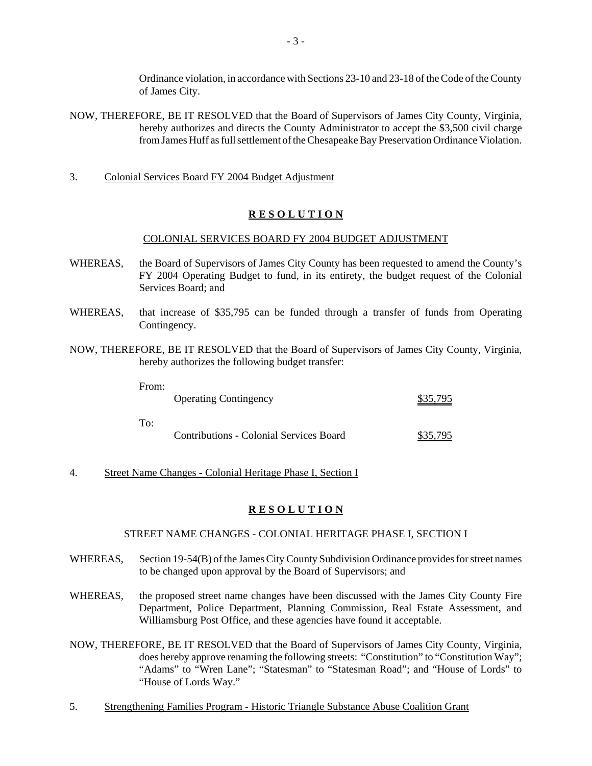Ordinance violation, in accordance with Sections 23-10 and 23-18 of the Code of the County of James City.

NOW, THEREFORE, BE IT RESOLVED that the Board of Supervisors of James City County, Virginia, hereby authorizes and directs the County Administrator to accept the $3,500 civil charge from James Huff as full settlement of the Chesapeake Bay Preservation Ordinance Violation.

3. Colonial Services Board FY 2004 Budget Adjustment

**R E S O L U T I O N**

COLONIAL SERVICES BOARD FY 2004 BUDGET ADJUSTMENT

WHEREAS, the Board of Supervisors of James City County has been requested to amend the County's FY 2004 Operating Budget to fund, in its entirety, the budget request of the Colonial Services Board; and

WHEREAS, that increase of $35,795 can be funded through a transfer of funds from Operating Contingency.

NOW, THEREFORE, BE IT RESOLVED that the Board of Supervisors of James City County, Virginia, hereby authorizes the following budget transfer:

From:

| | |
|---|---|
| Operating Contingency | $35,795 |

To:

| | |
|---|---|
| Contributions - Colonial Services Board | $35,795 |

4. Street Name Changes - Colonial Heritage Phase I, Section I

**R E S O L U T I O N**

STREET NAME CHANGES - COLONIAL HERITAGE PHASE I, SECTION I

WHEREAS, Section 19-54(B) of the James City County Subdivision Ordinance provides for street names to be changed upon approval by the Board of Supervisors; and

WHEREAS, the proposed street name changes have been discussed with the James City County Fire Department, Police Department, Planning Commission, Real Estate Assessment, and Williamsburg Post Office, and these agencies have found it acceptable.

NOW, THEREFORE, BE IT RESOLVED that the Board of Supervisors of James City County, Virginia, does hereby approve renaming the following streets: "Constitution" to "Constitution Way"; "Adams" to "Wren Lane"; "Statesman" to "Statesman Road"; and "House of Lords" to "House of Lords Way."

5. Strengthening Families Program - Historic Triangle Substance Abuse Coalition Grant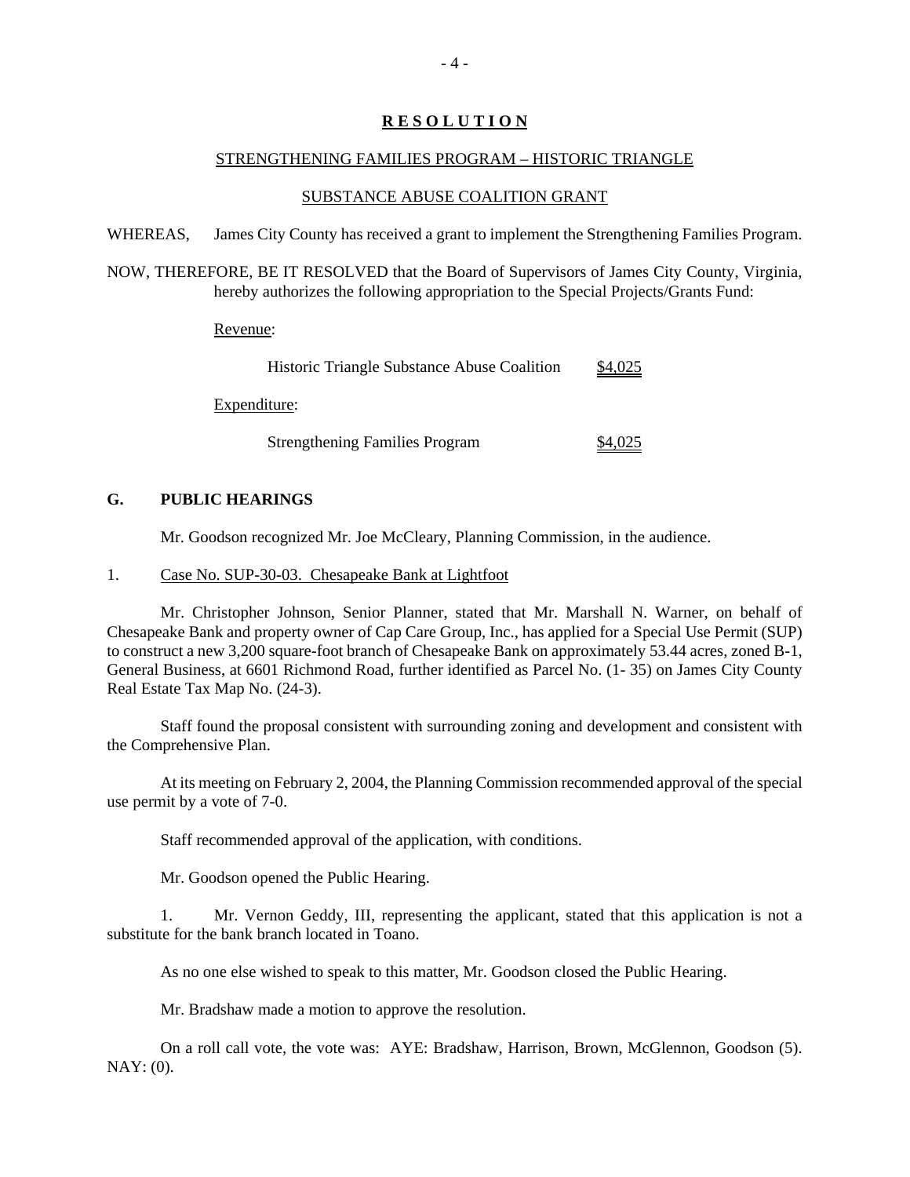**R E S O L U T I O N**

STRENGTHENING FAMILIES PROGRAM – HISTORIC TRIANGLE

SUBSTANCE ABUSE COALITION GRANT

WHEREAS, James City County has received a grant to implement the Strengthening Families Program.

NOW, THEREFORE, BE IT RESOLVED that the Board of Supervisors of James City County, Virginia, hereby authorizes the following appropriation to the Special Projects/Grants Fund:

Revenue:

| | |
|---|---|
| Historic Triangle Substance Abuse Coalition | $4,025 |

Expenditure:

| | |
|---|---|
| Strengthening Families Program | $4,025 |

## G. PUBLIC HEARINGS

Mr. Goodson recognized Mr. Joe McCleary, Planning Commission, in the audience.

1. Case No. SUP-30-03. Chesapeake Bank at Lightfoot

Mr. Christopher Johnson, Senior Planner, stated that Mr. Marshall N. Warner, on behalf of Chesapeake Bank and property owner of Cap Care Group, Inc., has applied for a Special Use Permit (SUP) to construct a new 3,200 square-foot branch of Chesapeake Bank on approximately 53.44 acres, zoned B-1, General Business, at 6601 Richmond Road, further identified as Parcel No. (1- 35) on James City County Real Estate Tax Map No. (24-3).

Staff found the proposal consistent with surrounding zoning and development and consistent with the Comprehensive Plan.

At its meeting on February 2, 2004, the Planning Commission recommended approval of the special use permit by a vote of 7-0.

Staff recommended approval of the application, with conditions.

Mr. Goodson opened the Public Hearing.

1. Mr. Vernon Geddy, III, representing the applicant, stated that this application is not a substitute for the bank branch located in Toano.

As no one else wished to speak to this matter, Mr. Goodson closed the Public Hearing.

Mr. Bradshaw made a motion to approve the resolution.

On a roll call vote, the vote was: AYE: Bradshaw, Harrison, Brown, McGlennon, Goodson (5). NAY: (0).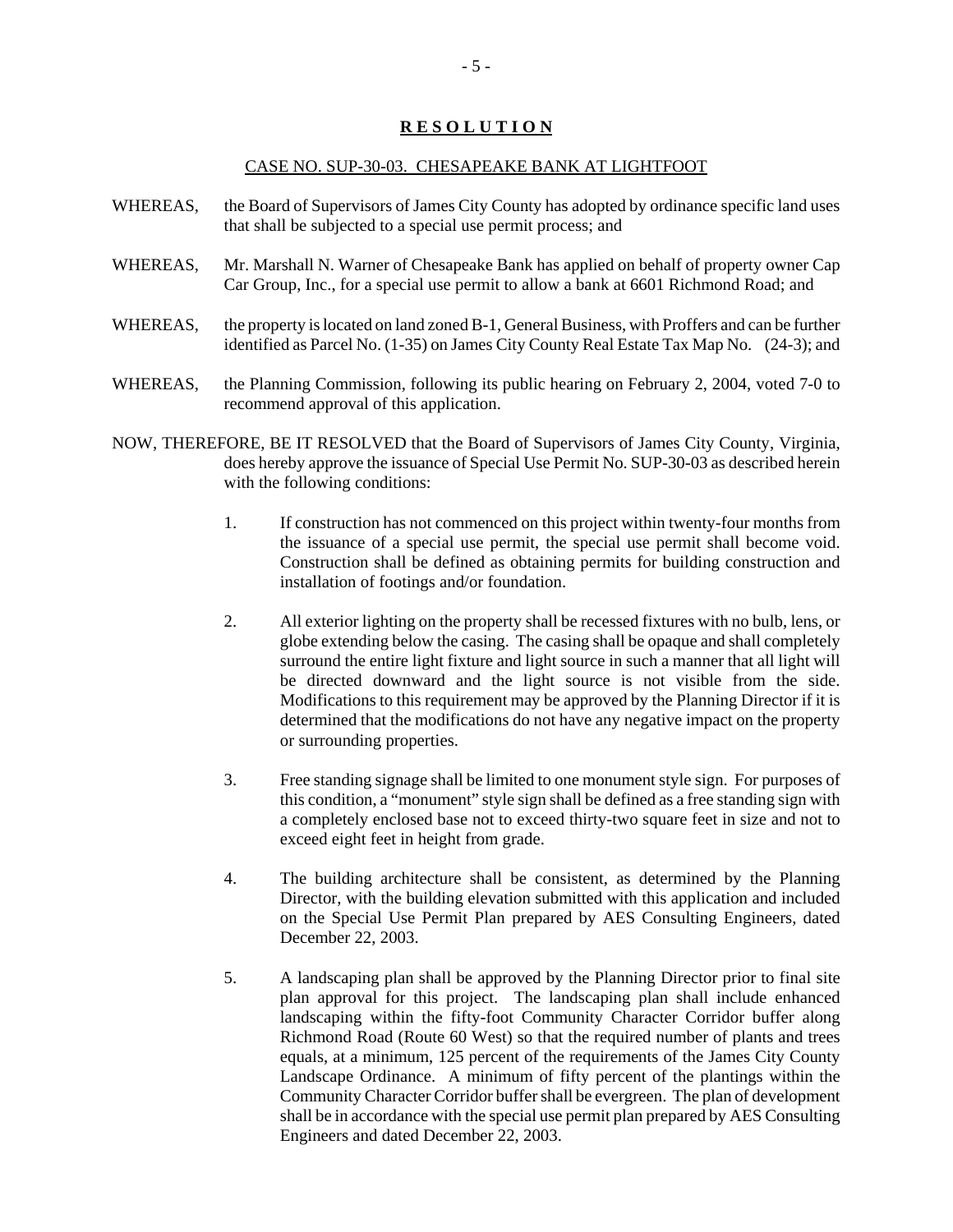# **RESOLUTION**

CASE NO. SUP-30-03. CHESAPEAKE BANK AT LIGHTFOOT

WHEREAS, the Board of Supervisors of James City County has adopted by ordinance specific land uses that shall be subjected to a special use permit process; and

WHEREAS, Mr. Marshall N. Warner of Chesapeake Bank has applied on behalf of property owner Cap Car Group, Inc., for a special use permit to allow a bank at 6601 Richmond Road; and

WHEREAS, the property is located on land zoned B-1, General Business, with Proffers and can be further identified as Parcel No. (1-35) on James City County Real Estate Tax Map No. (24-3); and

WHEREAS, the Planning Commission, following its public hearing on February 2, 2004, voted 7-0 to recommend approval of this application.

NOW, THEREFORE, BE IT RESOLVED that the Board of Supervisors of James City County, Virginia, does hereby approve the issuance of Special Use Permit No. SUP-30-03 as described herein with the following conditions:

1. If construction has not commenced on this project within twenty-four months from the issuance of a special use permit, the special use permit shall become void. Construction shall be defined as obtaining permits for building construction and installation of footings and/or foundation.

2. All exterior lighting on the property shall be recessed fixtures with no bulb, lens, or globe extending below the casing. The casing shall be opaque and shall completely surround the entire light fixture and light source in such a manner that all light will be directed downward and the light source is not visible from the side. Modifications to this requirement may be approved by the Planning Director if it is determined that the modifications do not have any negative impact on the property or surrounding properties.

3. Free standing signage shall be limited to one monument style sign. For purposes of this condition, a "monument" style sign shall be defined as a free standing sign with a completely enclosed base not to exceed thirty-two square feet in size and not to exceed eight feet in height from grade.

4. The building architecture shall be consistent, as determined by the Planning Director, with the building elevation submitted with this application and included on the Special Use Permit Plan prepared by AES Consulting Engineers, dated December 22, 2003.

5. A landscaping plan shall be approved by the Planning Director prior to final site plan approval for this project. The landscaping plan shall include enhanced landscaping within the fifty-foot Community Character Corridor buffer along Richmond Road (Route 60 West) so that the required number of plants and trees equals, at a minimum, 125 percent of the requirements of the James City County Landscape Ordinance. A minimum of fifty percent of the plantings within the Community Character Corridor buffer shall be evergreen. The plan of development shall be in accordance with the special use permit plan prepared by AES Consulting Engineers and dated December 22, 2003.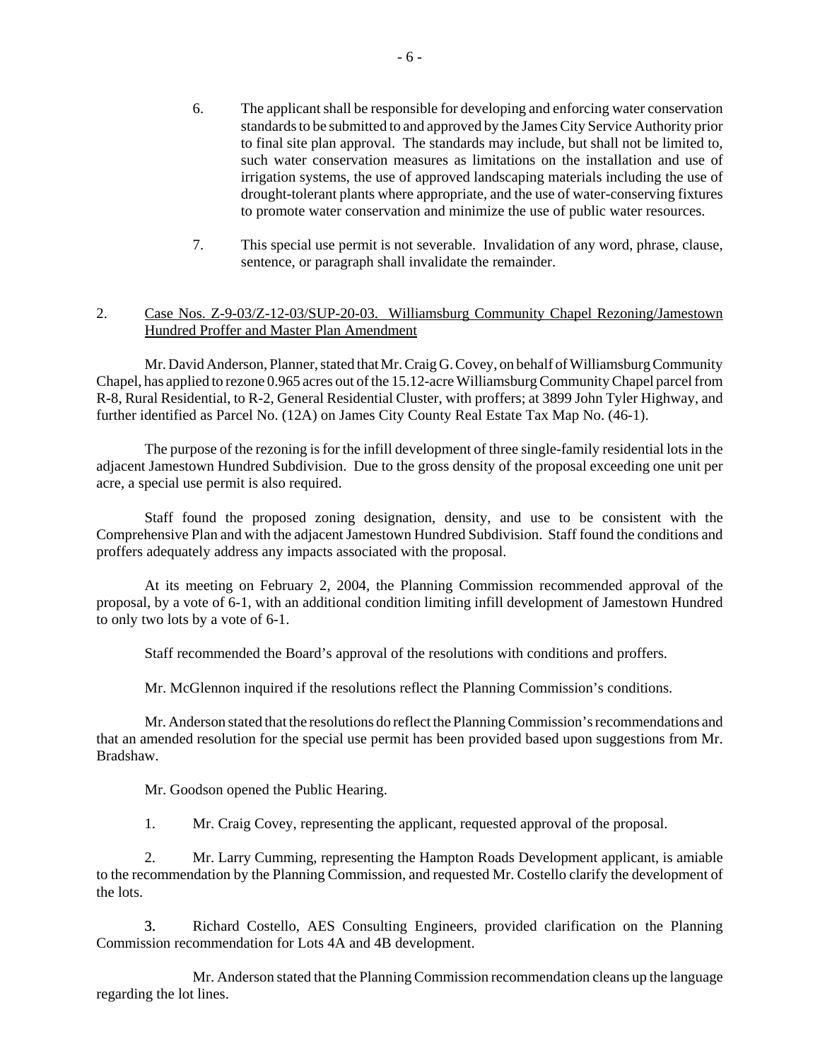6. The applicant shall be responsible for developing and enforcing water conservation standards to be submitted to and approved by the James City Service Authority prior to final site plan approval. The standards may include, but shall not be limited to, such water conservation measures as limitations on the installation and use of irrigation systems, the use of approved landscaping materials including the use of drought-tolerant plants where appropriate, and the use of water-conserving fixtures to promote water conservation and minimize the use of public water resources.

7. This special use permit is not severable. Invalidation of any word, phrase, clause, sentence, or paragraph shall invalidate the remainder.

2. Case Nos. Z-9-03/Z-12-03/SUP-20-03. Williamsburg Community Chapel Rezoning/Jamestown Hundred Proffer and Master Plan Amendment

Mr. David Anderson, Planner, stated that Mr. Craig G. Covey, on behalf of Williamsburg Community Chapel, has applied to rezone 0.965 acres out of the 15.12-acre Williamsburg Community Chapel parcel from R-8, Rural Residential, to R-2, General Residential Cluster, with proffers; at 3899 John Tyler Highway, and further identified as Parcel No. (12A) on James City County Real Estate Tax Map No. (46-1).

The purpose of the rezoning is for the infill development of three single-family residential lots in the adjacent Jamestown Hundred Subdivision. Due to the gross density of the proposal exceeding one unit per acre, a special use permit is also required.

Staff found the proposed zoning designation, density, and use to be consistent with the Comprehensive Plan and with the adjacent Jamestown Hundred Subdivision. Staff found the conditions and proffers adequately address any impacts associated with the proposal.

At its meeting on February 2, 2004, the Planning Commission recommended approval of the proposal, by a vote of 6-1, with an additional condition limiting infill development of Jamestown Hundred to only two lots by a vote of 6-1.

Staff recommended the Board's approval of the resolutions with conditions and proffers.

Mr. McGlennon inquired if the resolutions reflect the Planning Commission's conditions.

Mr. Anderson stated that the resolutions do reflect the Planning Commission's recommendations and that an amended resolution for the special use permit has been provided based upon suggestions from Mr. Bradshaw.

Mr. Goodson opened the Public Hearing.

1. Mr. Craig Covey, representing the applicant, requested approval of the proposal.

2. Mr. Larry Cumming, representing the Hampton Roads Development applicant, is amiable to the recommendation by the Planning Commission, and requested Mr. Costello clarify the development of the lots.

3. Richard Costello, AES Consulting Engineers, provided clarification on the Planning Commission recommendation for Lots 4A and 4B development.

Mr. Anderson stated that the Planning Commission recommendation cleans up the language regarding the lot lines.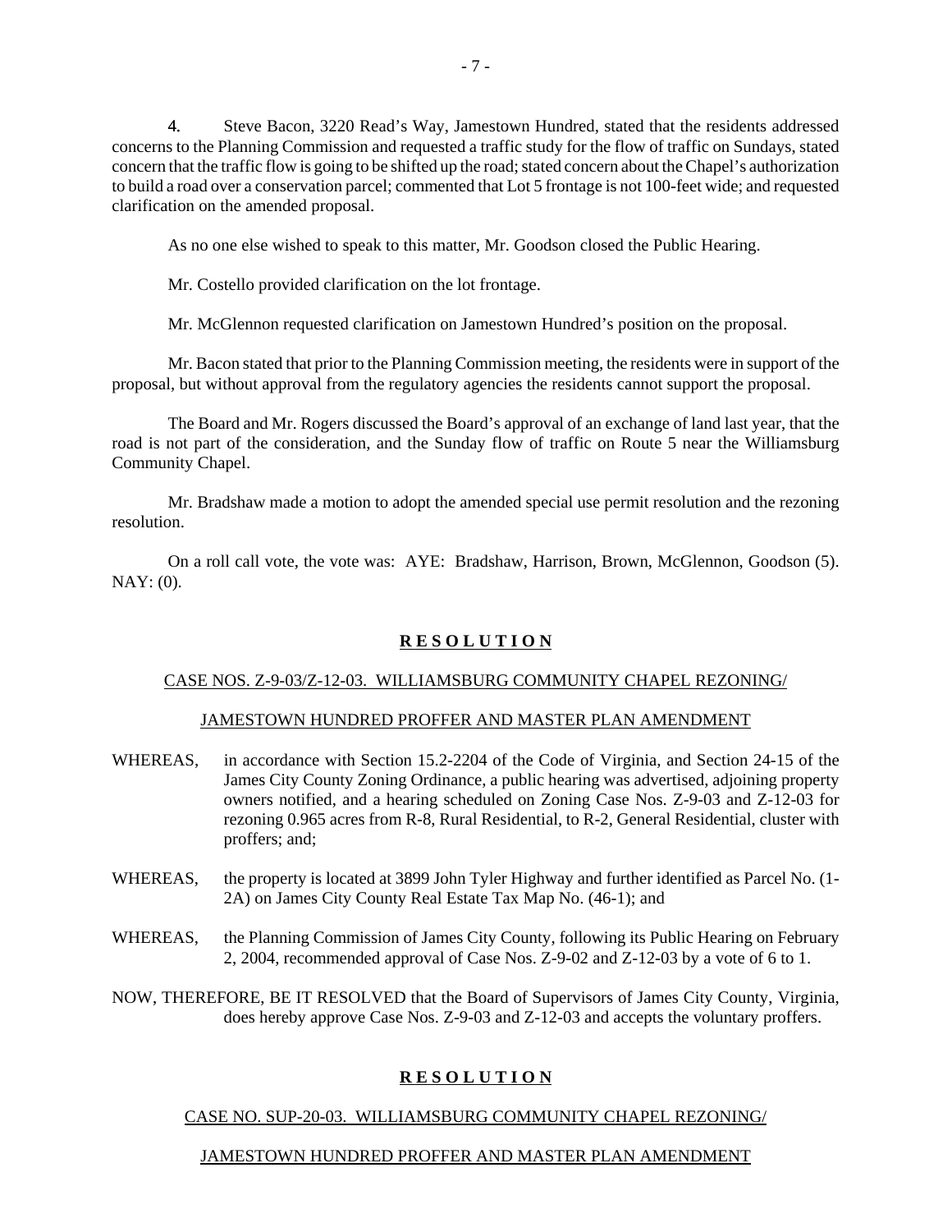4. Steve Bacon, 3220 Read's Way, Jamestown Hundred, stated that the residents addressed concerns to the Planning Commission and requested a traffic study for the flow of traffic on Sundays, stated concern that the traffic flow is going to be shifted up the road; stated concern about the Chapel's authorization to build a road over a conservation parcel; commented that Lot 5 frontage is not 100-feet wide; and requested clarification on the amended proposal.

As no one else wished to speak to this matter, Mr. Goodson closed the Public Hearing.

Mr. Costello provided clarification on the lot frontage.

Mr. McGlennon requested clarification on Jamestown Hundred's position on the proposal.

Mr. Bacon stated that prior to the Planning Commission meeting, the residents were in support of the proposal, but without approval from the regulatory agencies the residents cannot support the proposal.

The Board and Mr. Rogers discussed the Board's approval of an exchange of land last year, that the road is not part of the consideration, and the Sunday flow of traffic on Route 5 near the Williamsburg Community Chapel.

Mr. Bradshaw made a motion to adopt the amended special use permit resolution and the rezoning resolution.

On a roll call vote, the vote was: AYE: Bradshaw, Harrison, Brown, McGlennon, Goodson (5). NAY: (0).

## **R E S O L U T I O N**

CASE NOS. Z-9-03/Z-12-03. WILLIAMSBURG COMMUNITY CHAPEL REZONING/

JAMESTOWN HUNDRED PROFFER AND MASTER PLAN AMENDMENT

WHEREAS, in accordance with Section 15.2-2204 of the Code of Virginia, and Section 24-15 of the James City County Zoning Ordinance, a public hearing was advertised, adjoining property owners notified, and a hearing scheduled on Zoning Case Nos. Z-9-03 and Z-12-03 for rezoning 0.965 acres from R-8, Rural Residential, to R-2, General Residential, cluster with proffers; and;

WHEREAS, the property is located at 3899 John Tyler Highway and further identified as Parcel No. (1-2A) on James City County Real Estate Tax Map No. (46-1); and

WHEREAS, the Planning Commission of James City County, following its Public Hearing on February 2, 2004, recommended approval of Case Nos. Z-9-02 and Z-12-03 by a vote of 6 to 1.

NOW, THEREFORE, BE IT RESOLVED that the Board of Supervisors of James City County, Virginia, does hereby approve Case Nos. Z-9-03 and Z-12-03 and accepts the voluntary proffers.

## **R E S O L U T I O N**

CASE NO. SUP-20-03. WILLIAMSBURG COMMUNITY CHAPEL REZONING/

JAMESTOWN HUNDRED PROFFER AND MASTER PLAN AMENDMENT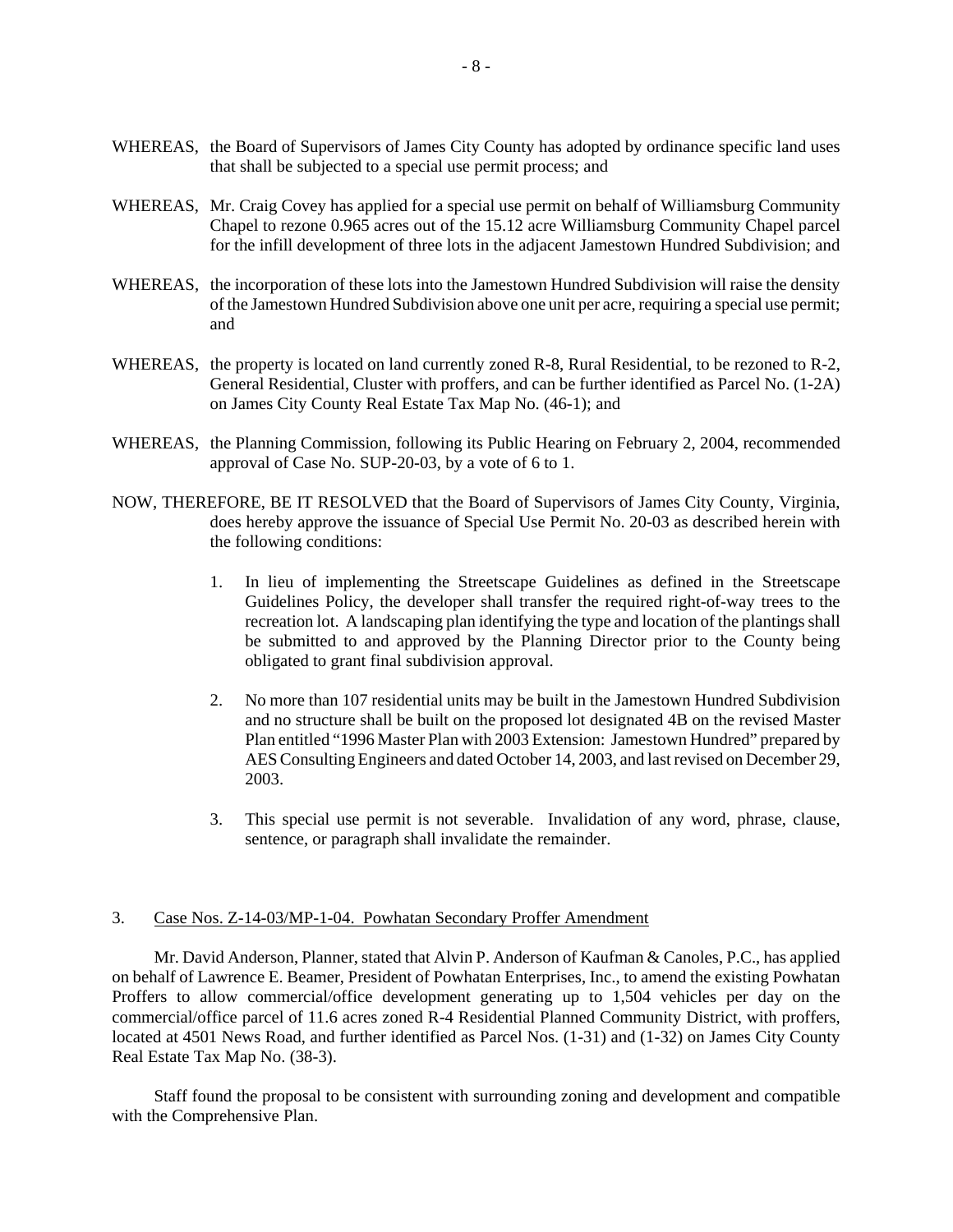WHEREAS, the Board of Supervisors of James City County has adopted by ordinance specific land uses that shall be subjected to a special use permit process; and

WHEREAS, Mr. Craig Covey has applied for a special use permit on behalf of Williamsburg Community Chapel to rezone 0.965 acres out of the 15.12 acre Williamsburg Community Chapel parcel for the infill development of three lots in the adjacent Jamestown Hundred Subdivision; and

WHEREAS, the incorporation of these lots into the Jamestown Hundred Subdivision will raise the density of the Jamestown Hundred Subdivision above one unit per acre, requiring a special use permit; and

WHEREAS, the property is located on land currently zoned R-8, Rural Residential, to be rezoned to R-2, General Residential, Cluster with proffers, and can be further identified as Parcel No. (1-2A) on James City County Real Estate Tax Map No. (46-1); and

WHEREAS, the Planning Commission, following its Public Hearing on February 2, 2004, recommended approval of Case No. SUP-20-03, by a vote of 6 to 1.

NOW, THEREFORE, BE IT RESOLVED that the Board of Supervisors of James City County, Virginia, does hereby approve the issuance of Special Use Permit No. 20-03 as described herein with the following conditions:

1. In lieu of implementing the Streetscape Guidelines as defined in the Streetscape Guidelines Policy, the developer shall transfer the required right-of-way trees to the recreation lot. A landscaping plan identifying the type and location of the plantings shall be submitted to and approved by the Planning Director prior to the County being obligated to grant final subdivision approval.

2. No more than 107 residential units may be built in the Jamestown Hundred Subdivision and no structure shall be built on the proposed lot designated 4B on the revised Master Plan entitled "1996 Master Plan with 2003 Extension: Jamestown Hundred" prepared by AES Consulting Engineers and dated October 14, 2003, and last revised on December 29, 2003.

3. This special use permit is not severable. Invalidation of any word, phrase, clause, sentence, or paragraph shall invalidate the remainder.

3. Case Nos. Z-14-03/MP-1-04. Powhatan Secondary Proffer Amendment

Mr. David Anderson, Planner, stated that Alvin P. Anderson of Kaufman & Canoles, P.C., has applied on behalf of Lawrence E. Beamer, President of Powhatan Enterprises, Inc., to amend the existing Powhatan Proffers to allow commercial/office development generating up to 1,504 vehicles per day on the commercial/office parcel of 11.6 acres zoned R-4 Residential Planned Community District, with proffers, located at 4501 News Road, and further identified as Parcel Nos. (1-31) and (1-32) on James City County Real Estate Tax Map No. (38-3).

Staff found the proposal to be consistent with surrounding zoning and development and compatible with the Comprehensive Plan.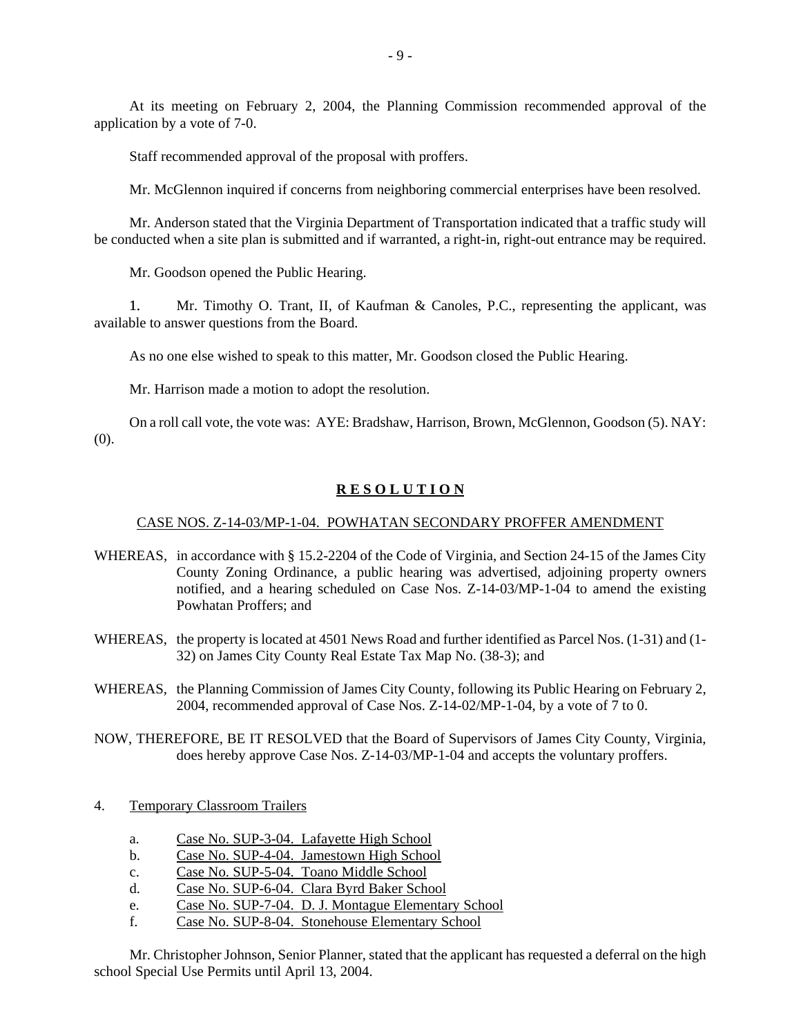At its meeting on February 2, 2004, the Planning Commission recommended approval of the application by a vote of 7-0.

Staff recommended approval of the proposal with proffers.

Mr. McGlennon inquired if concerns from neighboring commercial enterprises have been resolved.

Mr. Anderson stated that the Virginia Department of Transportation indicated that a traffic study will be conducted when a site plan is submitted and if warranted, a right-in, right-out entrance may be required.

Mr. Goodson opened the Public Hearing.

1. Mr. Timothy O. Trant, II, of Kaufman & Canoles, P.C., representing the applicant, was available to answer questions from the Board.

As no one else wished to speak to this matter, Mr. Goodson closed the Public Hearing.

Mr. Harrison made a motion to adopt the resolution.

On a roll call vote, the vote was: AYE: Bradshaw, Harrison, Brown, McGlennon, Goodson (5). NAY: (0).

**R E S O L U T I O N**

CASE NOS. Z-14-03/MP-1-04. POWHATAN SECONDARY PROFFER AMENDMENT

WHEREAS, in accordance with § 15.2-2204 of the Code of Virginia, and Section 24-15 of the James City County Zoning Ordinance, a public hearing was advertised, adjoining property owners notified, and a hearing scheduled on Case Nos. Z-14-03/MP-1-04 to amend the existing Powhatan Proffers; and

WHEREAS, the property is located at 4501 News Road and further identified as Parcel Nos. (1-31) and (1-32) on James City County Real Estate Tax Map No. (38-3); and

WHEREAS, the Planning Commission of James City County, following its Public Hearing on February 2, 2004, recommended approval of Case Nos. Z-14-02/MP-1-04, by a vote of 7 to 0.

NOW, THEREFORE, BE IT RESOLVED that the Board of Supervisors of James City County, Virginia, does hereby approve Case Nos. Z-14-03/MP-1-04 and accepts the voluntary proffers.

4. Temporary Classroom Trailers

   a. Case No. SUP-3-04. Lafayette High School
   b. Case No. SUP-4-04. Jamestown High School
   c. Case No. SUP-5-04. Toano Middle School
   d. Case No. SUP-6-04. Clara Byrd Baker School
   e. Case No. SUP-7-04. D. J. Montague Elementary School
   f. Case No. SUP-8-04. Stonehouse Elementary School

Mr. Christopher Johnson, Senior Planner, stated that the applicant has requested a deferral on the high school Special Use Permits until April 13, 2004.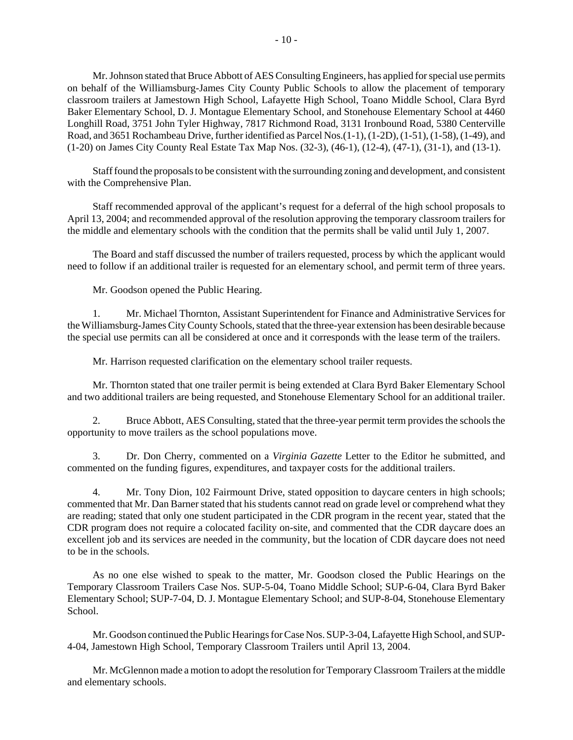Mr. Johnson stated that Bruce Abbott of AES Consulting Engineers, has applied for special use permits on behalf of the Williamsburg-James City County Public Schools to allow the placement of temporary classroom trailers at Jamestown High School, Lafayette High School, Toano Middle School, Clara Byrd Baker Elementary School, D. J. Montague Elementary School, and Stonehouse Elementary School at 4460 Longhill Road, 3751 John Tyler Highway, 7817 Richmond Road, 3131 Ironbound Road, 5380 Centerville Road, and 3651 Rochambeau Drive, further identified as Parcel Nos.(1-1), (1-2D), (1-51), (1-58), (1-49), and (1-20) on James City County Real Estate Tax Map Nos. (32-3), (46-1), (12-4), (47-1), (31-1), and (13-1).

Staff found the proposals to be consistent with the surrounding zoning and development, and consistent with the Comprehensive Plan.

Staff recommended approval of the applicant's request for a deferral of the high school proposals to April 13, 2004; and recommended approval of the resolution approving the temporary classroom trailers for the middle and elementary schools with the condition that the permits shall be valid until July 1, 2007.

The Board and staff discussed the number of trailers requested, process by which the applicant would need to follow if an additional trailer is requested for an elementary school, and permit term of three years.

Mr. Goodson opened the Public Hearing.

1. Mr. Michael Thornton, Assistant Superintendent for Finance and Administrative Services for the Williamsburg-James City County Schools, stated that the three-year extension has been desirable because the special use permits can all be considered at once and it corresponds with the lease term of the trailers.

Mr. Harrison requested clarification on the elementary school trailer requests.

Mr. Thornton stated that one trailer permit is being extended at Clara Byrd Baker Elementary School and two additional trailers are being requested, and Stonehouse Elementary School for an additional trailer.

2. Bruce Abbott, AES Consulting, stated that the three-year permit term provides the schools the opportunity to move trailers as the school populations move.

3. Dr. Don Cherry, commented on a *Virginia Gazette* Letter to the Editor he submitted, and commented on the funding figures, expenditures, and taxpayer costs for the additional trailers.

4. Mr. Tony Dion, 102 Fairmount Drive, stated opposition to daycare centers in high schools; commented that Mr. Dan Barner stated that his students cannot read on grade level or comprehend what they are reading; stated that only one student participated in the CDR program in the recent year, stated that the CDR program does not require a colocated facility on-site, and commented that the CDR daycare does an excellent job and its services are needed in the community, but the location of CDR daycare does not need to be in the schools.

As no one else wished to speak to the matter, Mr. Goodson closed the Public Hearings on the Temporary Classroom Trailers Case Nos. SUP-5-04, Toano Middle School; SUP-6-04, Clara Byrd Baker Elementary School; SUP-7-04, D. J. Montague Elementary School; and SUP-8-04, Stonehouse Elementary School.

Mr. Goodson continued the Public Hearings for Case Nos. SUP-3-04, Lafayette High School, and SUP-4-04, Jamestown High School, Temporary Classroom Trailers until April 13, 2004.

Mr. McGlennon made a motion to adopt the resolution for Temporary Classroom Trailers at the middle and elementary schools.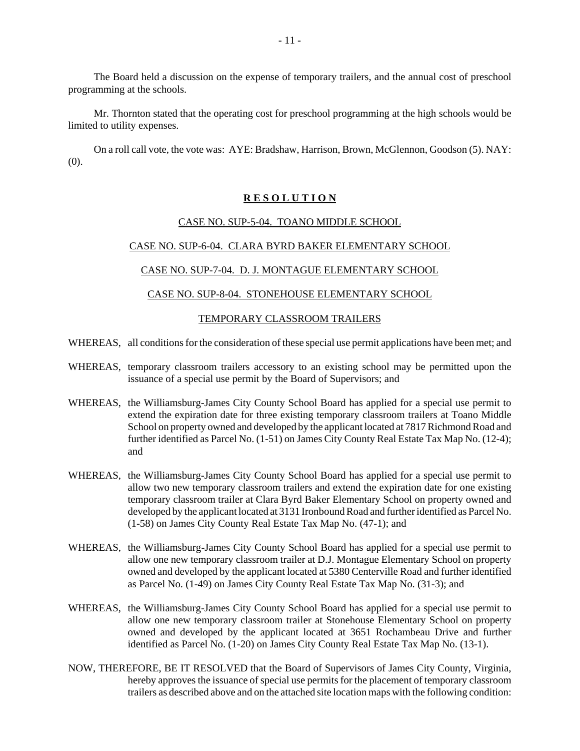The Board held a discussion on the expense of temporary trailers, and the annual cost of preschool programming at the schools.

Mr. Thornton stated that the operating cost for preschool programming at the high schools would be limited to utility expenses.

On a roll call vote, the vote was: AYE: Bradshaw, Harrison, Brown, McGlennon, Goodson (5). NAY: (0).

**R E S O L U T I O N**

CASE NO. SUP-5-04. TOANO MIDDLE SCHOOL

CASE NO. SUP-6-04. CLARA BYRD BAKER ELEMENTARY SCHOOL

CASE NO. SUP-7-04. D. J. MONTAGUE ELEMENTARY SCHOOL

CASE NO. SUP-8-04. STONEHOUSE ELEMENTARY SCHOOL

TEMPORARY CLASSROOM TRAILERS

WHEREAS, all conditions for the consideration of these special use permit applications have been met; and

WHEREAS, temporary classroom trailers accessory to an existing school may be permitted upon the issuance of a special use permit by the Board of Supervisors; and

WHEREAS, the Williamsburg-James City County School Board has applied for a special use permit to extend the expiration date for three existing temporary classroom trailers at Toano Middle School on property owned and developed by the applicant located at 7817 Richmond Road and further identified as Parcel No. (1-51) on James City County Real Estate Tax Map No. (12-4); and

WHEREAS, the Williamsburg-James City County School Board has applied for a special use permit to allow two new temporary classroom trailers and extend the expiration date for one existing temporary classroom trailer at Clara Byrd Baker Elementary School on property owned and developed by the applicant located at 3131 Ironbound Road and further identified as Parcel No. (1-58) on James City County Real Estate Tax Map No. (47-1); and

WHEREAS, the Williamsburg-James City County School Board has applied for a special use permit to allow one new temporary classroom trailer at D.J. Montague Elementary School on property owned and developed by the applicant located at 5380 Centerville Road and further identified as Parcel No. (1-49) on James City County Real Estate Tax Map No. (31-3); and

WHEREAS, the Williamsburg-James City County School Board has applied for a special use permit to allow one new temporary classroom trailer at Stonehouse Elementary School on property owned and developed by the applicant located at 3651 Rochambeau Drive and further identified as Parcel No. (1-20) on James City County Real Estate Tax Map No. (13-1).

NOW, THEREFORE, BE IT RESOLVED that the Board of Supervisors of James City County, Virginia, hereby approves the issuance of special use permits for the placement of temporary classroom trailers as described above and on the attached site location maps with the following condition: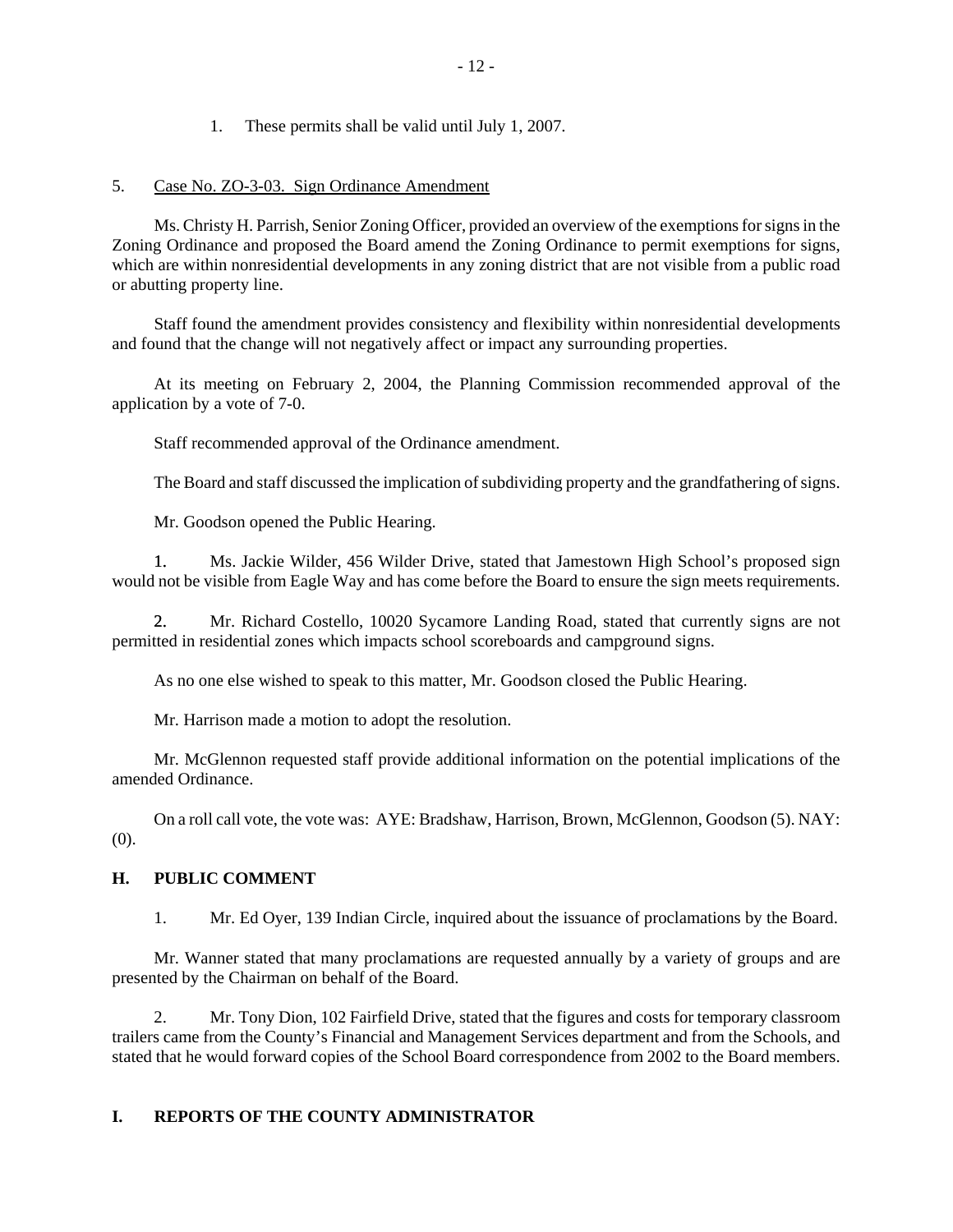1. These permits shall be valid until July 1, 2007.

5. Case No. ZO-3-03. Sign Ordinance Amendment

Ms. Christy H. Parrish, Senior Zoning Officer, provided an overview of the exemptions for signs in the Zoning Ordinance and proposed the Board amend the Zoning Ordinance to permit exemptions for signs, which are within nonresidential developments in any zoning district that are not visible from a public road or abutting property line.

Staff found the amendment provides consistency and flexibility within nonresidential developments and found that the change will not negatively affect or impact any surrounding properties.

At its meeting on February 2, 2004, the Planning Commission recommended approval of the application by a vote of 7-0.

Staff recommended approval of the Ordinance amendment.

The Board and staff discussed the implication of subdividing property and the grandfathering of signs.

Mr. Goodson opened the Public Hearing.

1. Ms. Jackie Wilder, 456 Wilder Drive, stated that Jamestown High School's proposed sign would not be visible from Eagle Way and has come before the Board to ensure the sign meets requirements.

2. Mr. Richard Costello, 10020 Sycamore Landing Road, stated that currently signs are not permitted in residential zones which impacts school scoreboards and campground signs.

As no one else wished to speak to this matter, Mr. Goodson closed the Public Hearing.

Mr. Harrison made a motion to adopt the resolution.

Mr. McGlennon requested staff provide additional information on the potential implications of the amended Ordinance.

On a roll call vote, the vote was: AYE: Bradshaw, Harrison, Brown, McGlennon, Goodson (5). NAY: (0).

## H. PUBLIC COMMENT

1. Mr. Ed Oyer, 139 Indian Circle, inquired about the issuance of proclamations by the Board.

Mr. Wanner stated that many proclamations are requested annually by a variety of groups and are presented by the Chairman on behalf of the Board.

2. Mr. Tony Dion, 102 Fairfield Drive, stated that the figures and costs for temporary classroom trailers came from the County's Financial and Management Services department and from the Schools, and stated that he would forward copies of the School Board correspondence from 2002 to the Board members.

## I. REPORTS OF THE COUNTY ADMINISTRATOR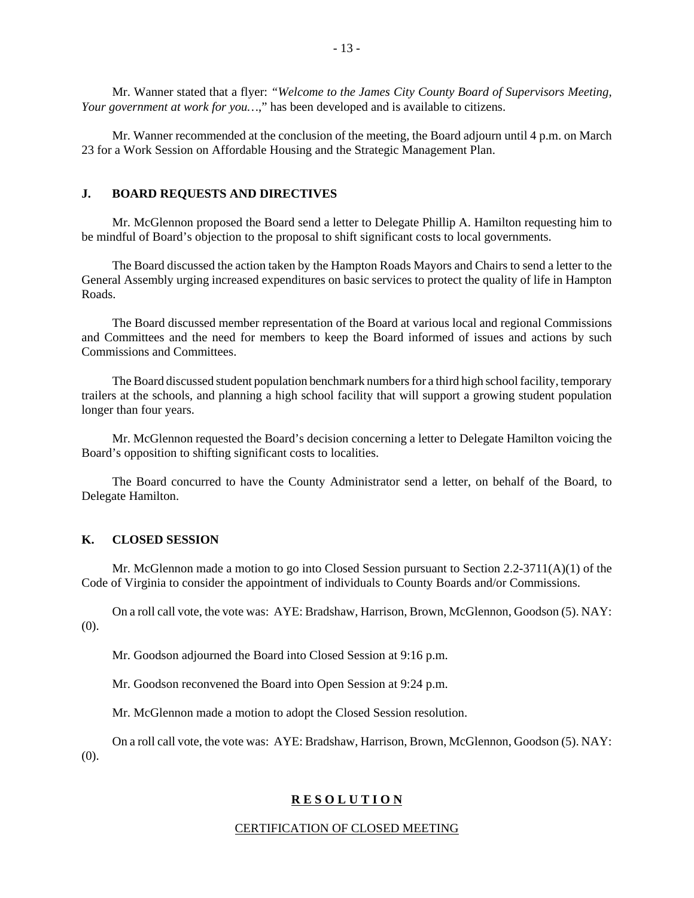Mr. Wanner stated that a flyer: *"Welcome to the James City County Board of Supervisors Meeting, Your government at work for you…*," has been developed and is available to citizens.

Mr. Wanner recommended at the conclusion of the meeting, the Board adjourn until 4 p.m. on March 23 for a Work Session on Affordable Housing and the Strategic Management Plan.

## J. BOARD REQUESTS AND DIRECTIVES

Mr. McGlennon proposed the Board send a letter to Delegate Phillip A. Hamilton requesting him to be mindful of Board's objection to the proposal to shift significant costs to local governments.

The Board discussed the action taken by the Hampton Roads Mayors and Chairs to send a letter to the General Assembly urging increased expenditures on basic services to protect the quality of life in Hampton Roads.

The Board discussed member representation of the Board at various local and regional Commissions and Committees and the need for members to keep the Board informed of issues and actions by such Commissions and Committees.

The Board discussed student population benchmark numbers for a third high school facility, temporary trailers at the schools, and planning a high school facility that will support a growing student population longer than four years.

Mr. McGlennon requested the Board's decision concerning a letter to Delegate Hamilton voicing the Board's opposition to shifting significant costs to localities.

The Board concurred to have the County Administrator send a letter, on behalf of the Board, to Delegate Hamilton.

## K. CLOSED SESSION

Mr. McGlennon made a motion to go into Closed Session pursuant to Section 2.2-3711(A)(1) of the Code of Virginia to consider the appointment of individuals to County Boards and/or Commissions.

On a roll call vote, the vote was: AYE: Bradshaw, Harrison, Brown, McGlennon, Goodson (5). NAY: (0).

Mr. Goodson adjourned the Board into Closed Session at 9:16 p.m.

Mr. Goodson reconvened the Board into Open Session at 9:24 p.m.

Mr. McGlennon made a motion to adopt the Closed Session resolution.

On a roll call vote, the vote was: AYE: Bradshaw, Harrison, Brown, McGlennon, Goodson (5). NAY: (0).

**R E S O L U T I O N**

CERTIFICATION OF CLOSED MEETING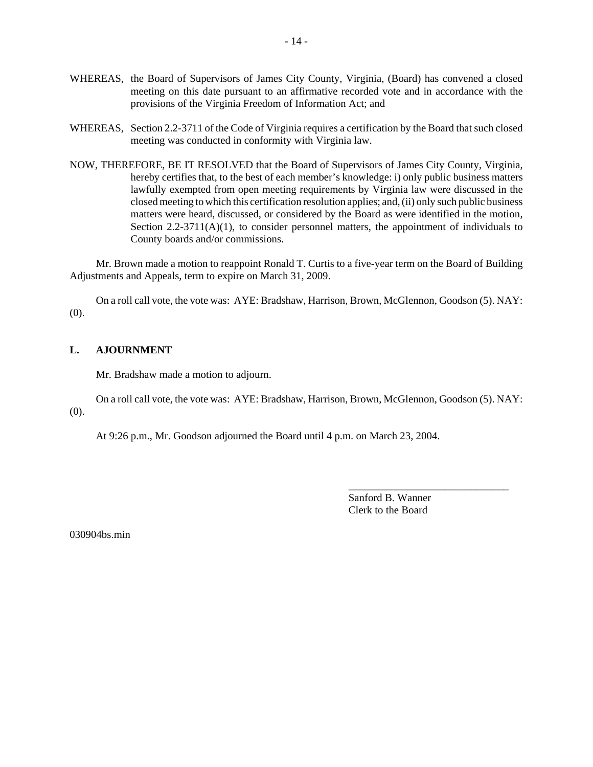WHEREAS, the Board of Supervisors of James City County, Virginia, (Board) has convened a closed meeting on this date pursuant to an affirmative recorded vote and in accordance with the provisions of the Virginia Freedom of Information Act; and

WHEREAS, Section 2.2-3711 of the Code of Virginia requires a certification by the Board that such closed meeting was conducted in conformity with Virginia law.

NOW, THEREFORE, BE IT RESOLVED that the Board of Supervisors of James City County, Virginia, hereby certifies that, to the best of each member's knowledge: i) only public business matters lawfully exempted from open meeting requirements by Virginia law were discussed in the closed meeting to which this certification resolution applies; and, (ii) only such public business matters were heard, discussed, or considered by the Board as were identified in the motion, Section 2.2-3711(A)(1), to consider personnel matters, the appointment of individuals to County boards and/or commissions.

Mr. Brown made a motion to reappoint Ronald T. Curtis to a five-year term on the Board of Building Adjustments and Appeals, term to expire on March 31, 2009.

On a roll call vote, the vote was: AYE: Bradshaw, Harrison, Brown, McGlennon, Goodson (5). NAY: (0).

**L. AJOURNMENT**

Mr. Bradshaw made a motion to adjourn.

On a roll call vote, the vote was: AYE: Bradshaw, Harrison, Brown, McGlennon, Goodson (5). NAY: (0).

At 9:26 p.m., Mr. Goodson adjourned the Board until 4 p.m. on March 23, 2004.

\_\_\_\_\_\_\_\_\_\_\_\_\_\_\_\_\_\_\_\_\_\_\_\_\_\_\_\_\_\_
Sanford B. Wanner
Clerk to the Board

030904bs.min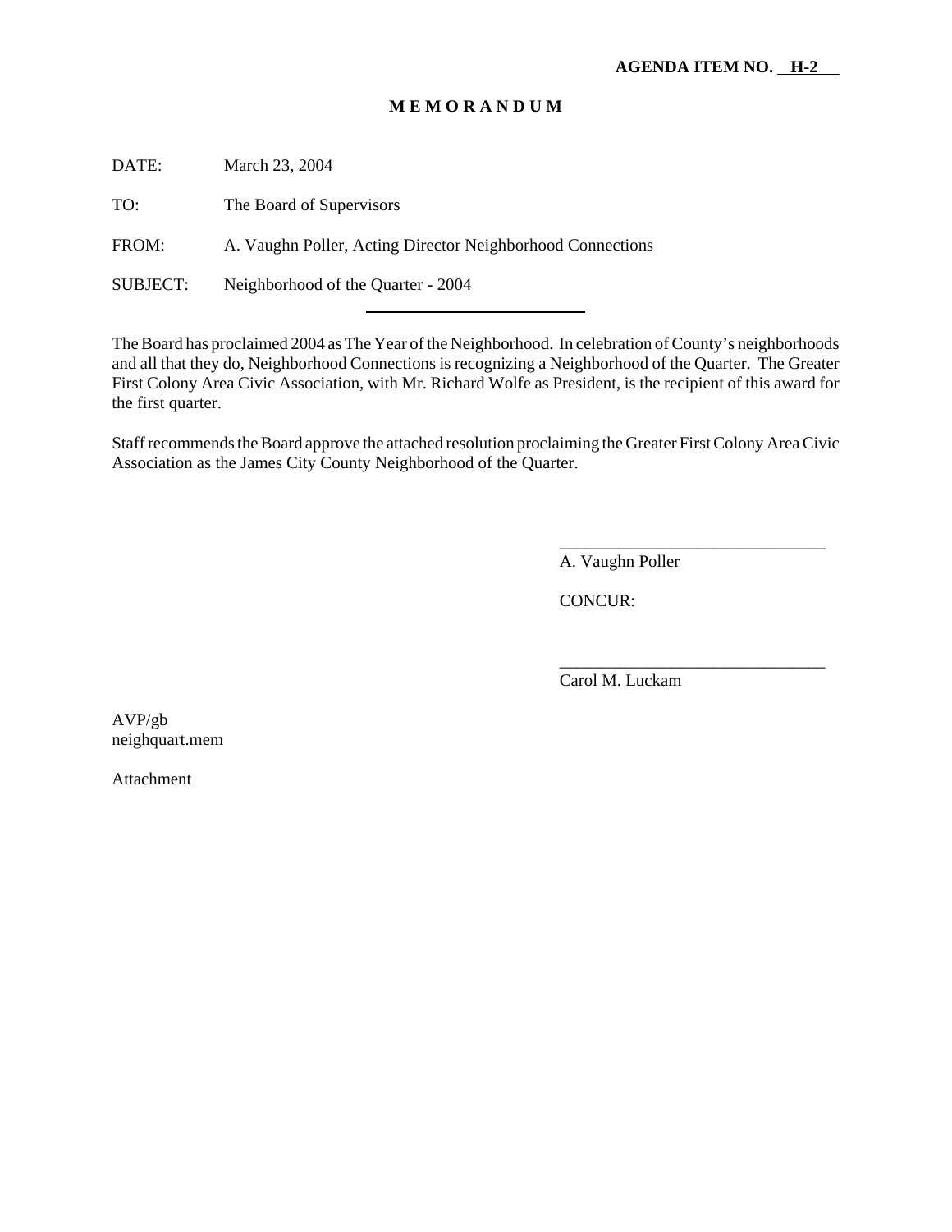**AGENDA ITEM NO. H-2**

**M E M O R A N D U M**

DATE: March 23, 2004

TO: The Board of Supervisors

FROM: A. Vaughn Poller, Acting Director Neighborhood Connections

SUBJECT: Neighborhood of the Quarter - 2004

---

The Board has proclaimed 2004 as The Year of the Neighborhood. In celebration of County's neighborhoods and all that they do, Neighborhood Connections is recognizing a Neighborhood of the Quarter. The Greater First Colony Area Civic Association, with Mr. Richard Wolfe as President, is the recipient of this award for the first quarter.

Staff recommends the Board approve the attached resolution proclaiming the Greater First Colony Area Civic Association as the James City County Neighborhood of the Quarter.

_______________________________
A. Vaughn Poller

CONCUR:

_______________________________
Carol M. Luckam

AVP/gb
neighquart.mem

Attachment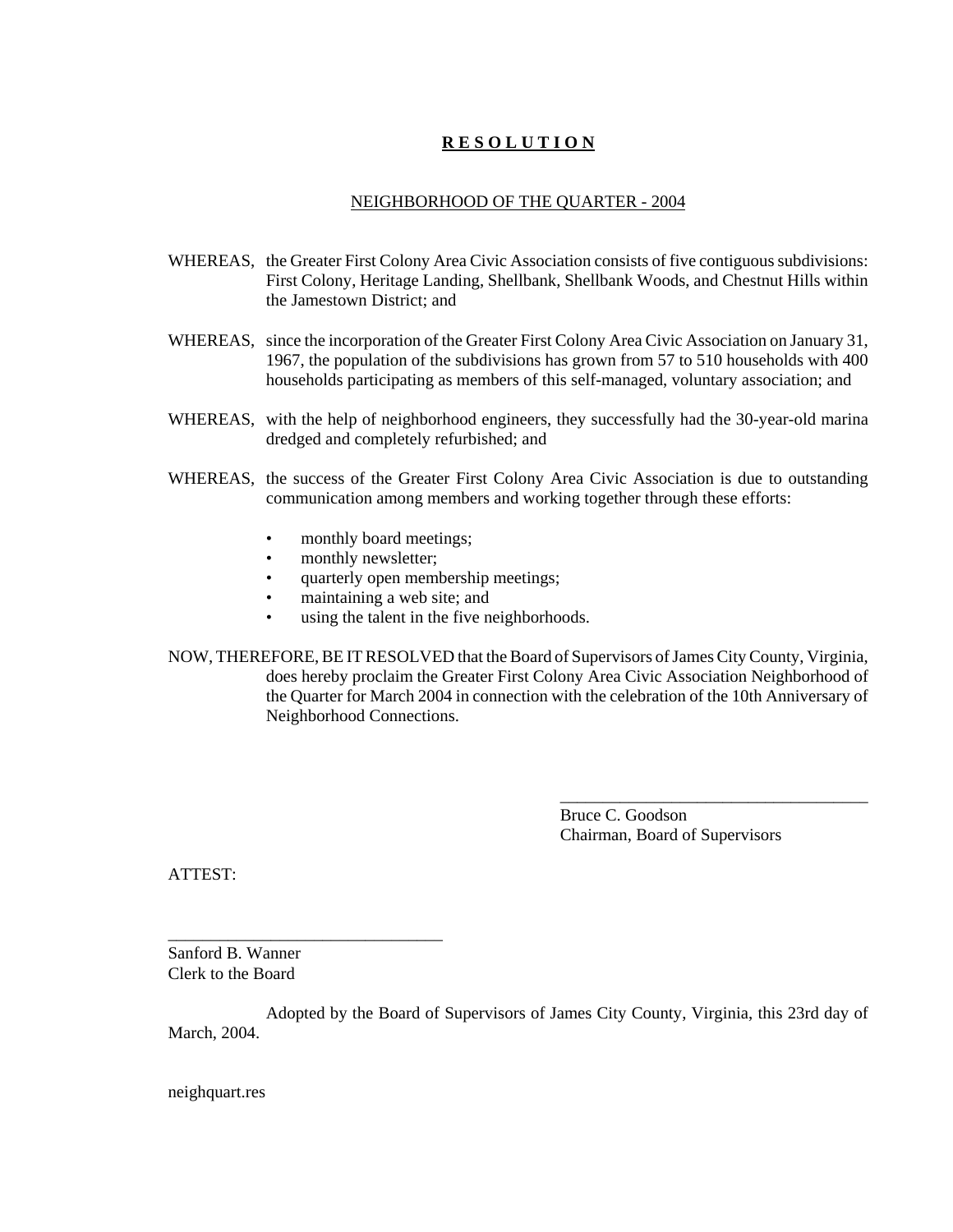# **R E S O L U T I O N**

## NEIGHBORHOOD OF THE QUARTER - 2004

WHEREAS, the Greater First Colony Area Civic Association consists of five contiguous subdivisions: First Colony, Heritage Landing, Shellbank, Shellbank Woods, and Chestnut Hills within the Jamestown District; and

WHEREAS, since the incorporation of the Greater First Colony Area Civic Association on January 31, 1967, the population of the subdivisions has grown from 57 to 510 households with 400 households participating as members of this self-managed, voluntary association; and

WHEREAS, with the help of neighborhood engineers, they successfully had the 30-year-old marina dredged and completely refurbished; and

WHEREAS, the success of the Greater First Colony Area Civic Association is due to outstanding communication among members and working together through these efforts:

- monthly board meetings;
- monthly newsletter;
- quarterly open membership meetings;
- maintaining a web site; and
- using the talent in the five neighborhoods.

NOW, THEREFORE, BE IT RESOLVED that the Board of Supervisors of James City County, Virginia, does hereby proclaim the Greater First Colony Area Civic Association Neighborhood of the Quarter for March 2004 in connection with the celebration of the 10th Anniversary of Neighborhood Connections.

\_\_\_\_\_\_\_\_\_\_\_\_\_\_\_\_\_\_\_\_\_\_\_\_\_\_\_\_\_\_\_\_\_\_\_\_

Bruce C. Goodson
Chairman, Board of Supervisors

ATTEST:

\_\_\_\_\_\_\_\_\_\_\_\_\_\_\_\_\_\_\_\_\_\_\_\_\_\_\_\_\_\_\_\_

Sanford B. Wanner
Clerk to the Board

Adopted by the Board of Supervisors of James City County, Virginia, this 23rd day of March, 2004.

neighquart.res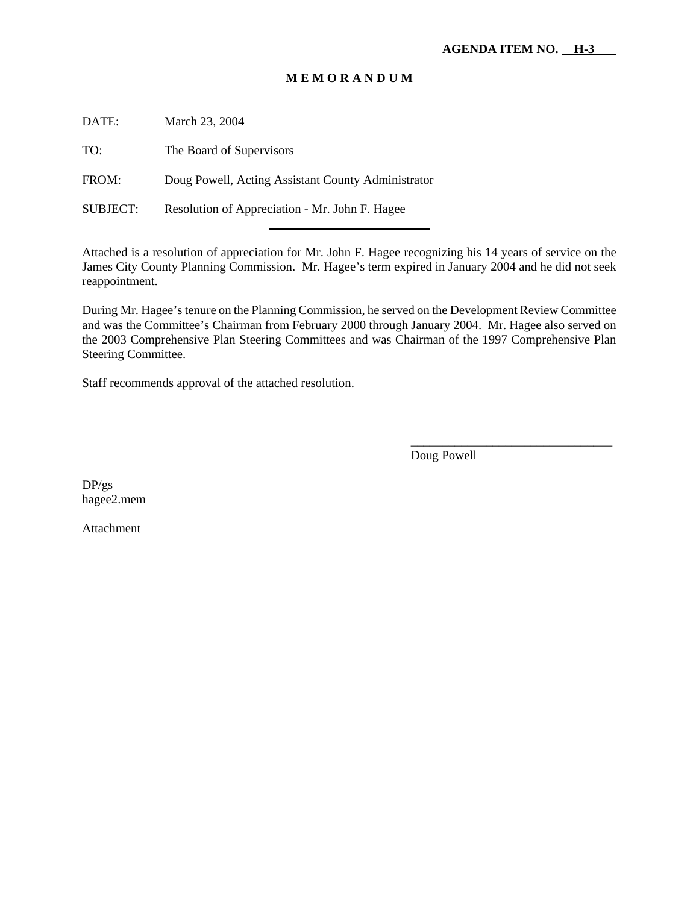**AGENDA ITEM NO. H-3**

# M E M O R A N D U M

DATE: March 23, 2004

TO: The Board of Supervisors

FROM: Doug Powell, Acting Assistant County Administrator

SUBJECT: Resolution of Appreciation - Mr. John F. Hagee

---

Attached is a resolution of appreciation for Mr. John F. Hagee recognizing his 14 years of service on the James City County Planning Commission. Mr. Hagee's term expired in January 2004 and he did not seek reappointment.

During Mr. Hagee's tenure on the Planning Commission, he served on the Development Review Committee and was the Committee's Chairman from February 2000 through January 2004. Mr. Hagee also served on the 2003 Comprehensive Plan Steering Committees and was Chairman of the 1997 Comprehensive Plan Steering Committee.

Staff recommends approval of the attached resolution.

\_\_\_\_\_\_\_\_\_\_\_\_\_\_\_\_\_\_\_\_\_\_\_\_\_\_\_\_\_\_\_\_

Doug Powell

DP/gs
hagee2.mem

Attachment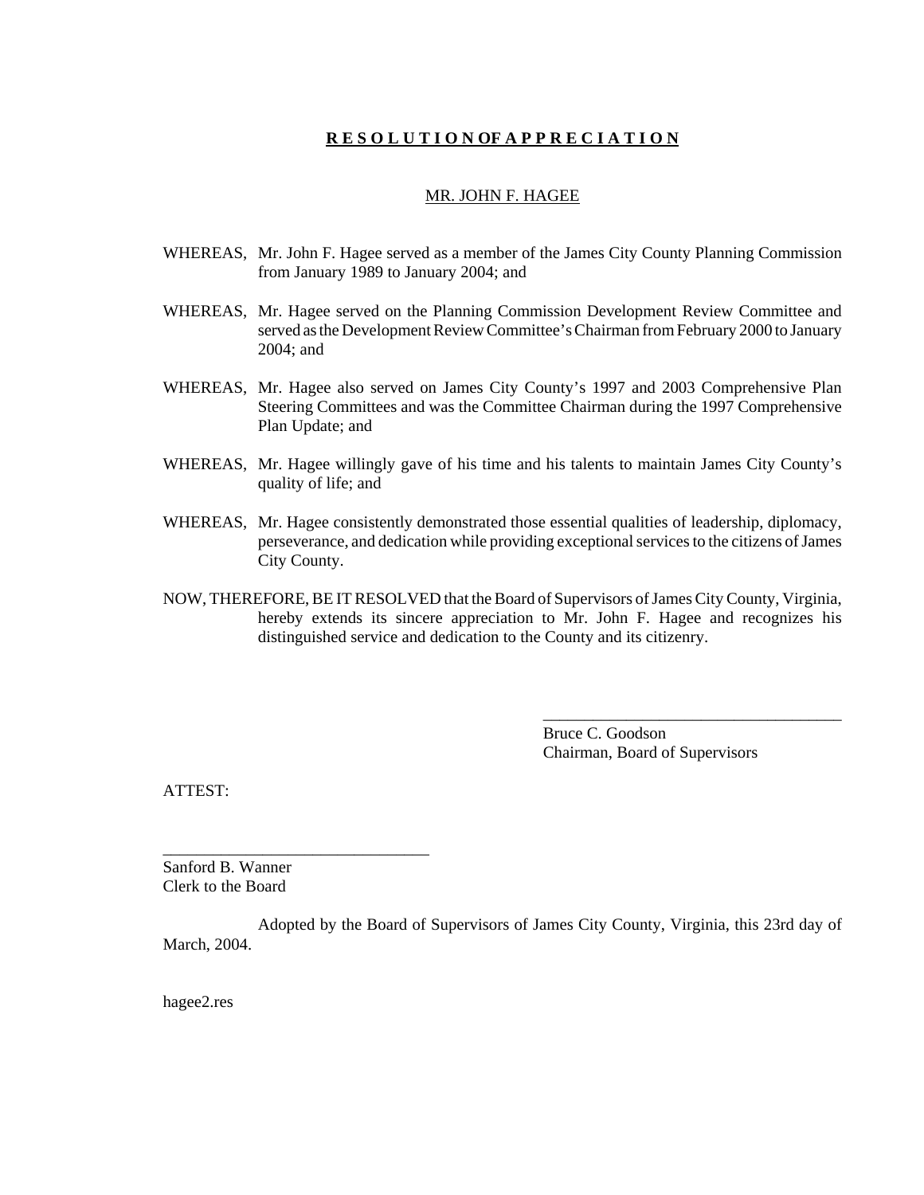# **R E S O L U T I O N OF A P P R E C I A T I O N**

MR. JOHN F. HAGEE

WHEREAS, Mr. John F. Hagee served as a member of the James City County Planning Commission from January 1989 to January 2004; and

WHEREAS, Mr. Hagee served on the Planning Commission Development Review Committee and served as the Development Review Committee's Chairman from February 2000 to January 2004; and

WHEREAS, Mr. Hagee also served on James City County's 1997 and 2003 Comprehensive Plan Steering Committees and was the Committee Chairman during the 1997 Comprehensive Plan Update; and

WHEREAS, Mr. Hagee willingly gave of his time and his talents to maintain James City County's quality of life; and

WHEREAS, Mr. Hagee consistently demonstrated those essential qualities of leadership, diplomacy, perseverance, and dedication while providing exceptional services to the citizens of James City County.

NOW, THEREFORE, BE IT RESOLVED that the Board of Supervisors of James City County, Virginia, hereby extends its sincere appreciation to Mr. John F. Hagee and recognizes his distinguished service and dedication to the County and its citizenry.

_____________________________________
Bruce C. Goodson
Chairman, Board of Supervisors

ATTEST:

________________________________
Sanford B. Wanner
Clerk to the Board

Adopted by the Board of Supervisors of James City County, Virginia, this 23rd day of March, 2004.

hagee2.res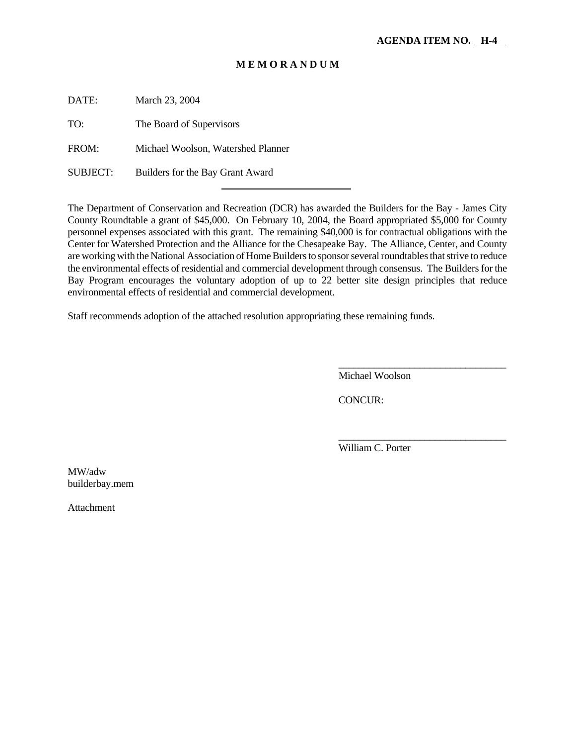**AGENDA ITEM NO. H-4**

# M E M O R A N D U M

DATE: March 23, 2004

TO: The Board of Supervisors

FROM: Michael Woolson, Watershed Planner

SUBJECT: Builders for the Bay Grant Award

---

The Department of Conservation and Recreation (DCR) has awarded the Builders for the Bay - James City County Roundtable a grant of $45,000. On February 10, 2004, the Board appropriated $5,000 for County personnel expenses associated with this grant. The remaining $40,000 is for contractual obligations with the Center for Watershed Protection and the Alliance for the Chesapeake Bay. The Alliance, Center, and County are working with the National Association of Home Builders to sponsor several roundtables that strive to reduce the environmental effects of residential and commercial development through consensus. The Builders for the Bay Program encourages the voluntary adoption of up to 22 better site design principles that reduce environmental effects of residential and commercial development.

Staff recommends adoption of the attached resolution appropriating these remaining funds.

_________________________________
Michael Woolson

CONCUR:

_________________________________
William C. Porter

MW/adw
builderbay.mem

Attachment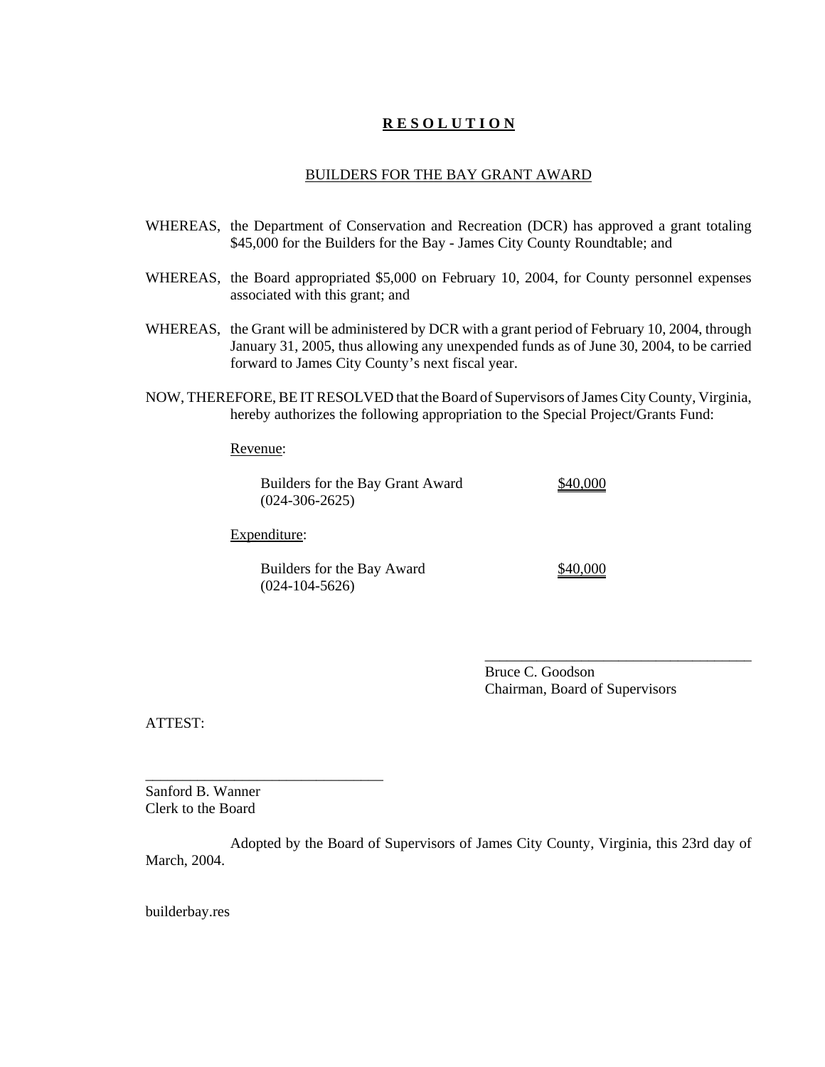# **R E S O L U T I O N**

BUILDERS FOR THE BAY GRANT AWARD

WHEREAS, the Department of Conservation and Recreation (DCR) has approved a grant totaling $45,000 for the Builders for the Bay - James City County Roundtable; and

WHEREAS, the Board appropriated $5,000 on February 10, 2004, for County personnel expenses associated with this grant; and

WHEREAS, the Grant will be administered by DCR with a grant period of February 10, 2004, through January 31, 2005, thus allowing any unexpended funds as of June 30, 2004, to be carried forward to James City County's next fiscal year.

NOW, THEREFORE, BE IT RESOLVED that the Board of Supervisors of James City County, Virginia, hereby authorizes the following appropriation to the Special Project/Grants Fund:

Revenue:

| | |
|---|---|
| Builders for the Bay Grant Award (024-306-2625) | $40,000 |

Expenditure:

| | |
|---|---|
| Builders for the Bay Award (024-104-5626) | $40,000 |

_________________________________
Bruce C. Goodson
Chairman, Board of Supervisors

ATTEST:

_________________________________
Sanford B. Wanner
Clerk to the Board

Adopted by the Board of Supervisors of James City County, Virginia, this 23rd day of March, 2004.

builderbay.res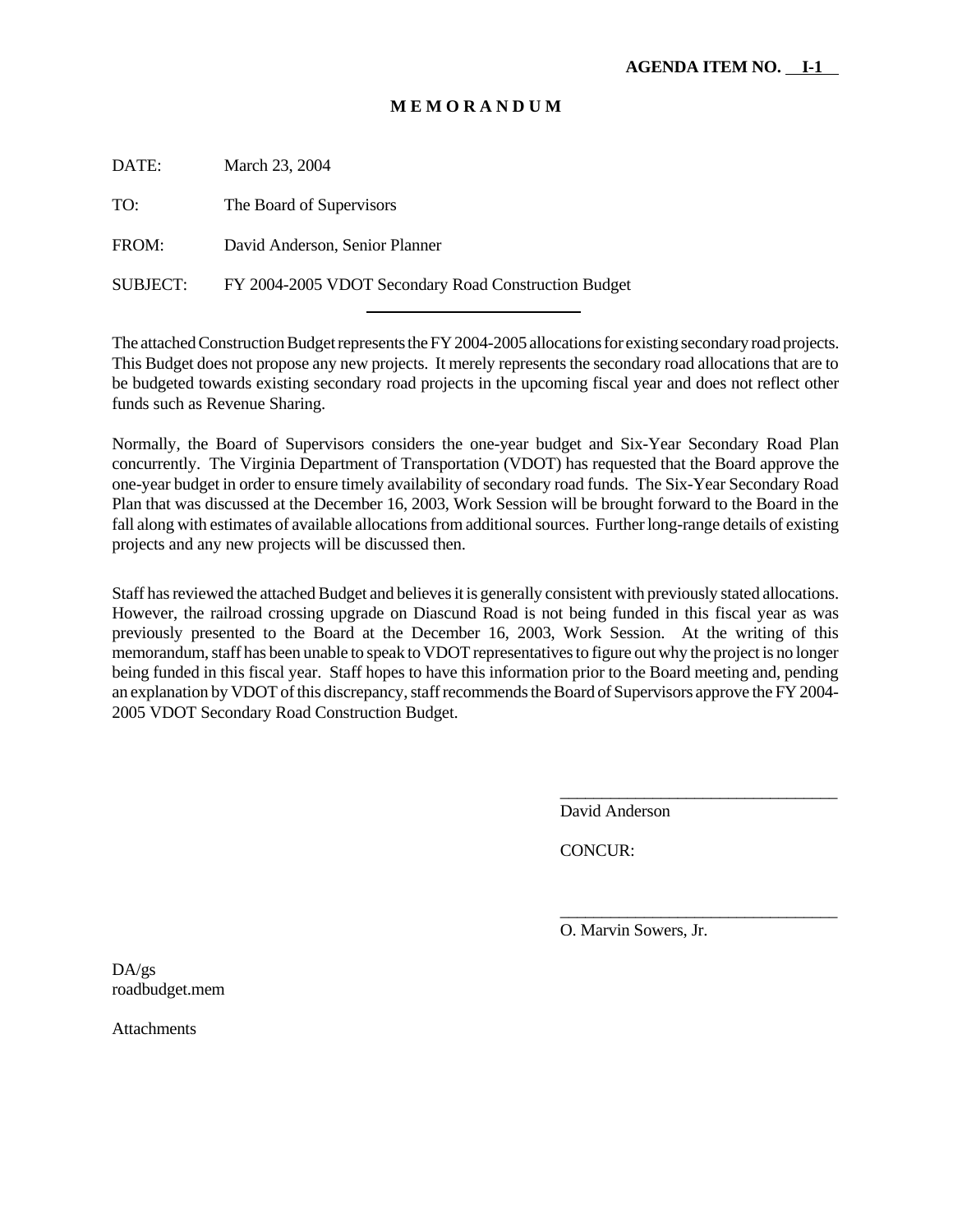**AGENDA ITEM NO. I-1**

**M E M O R A N D U M**

DATE: March 23, 2004

TO: The Board of Supervisors

FROM: David Anderson, Senior Planner

SUBJECT: FY 2004-2005 VDOT Secondary Road Construction Budget

---

The attached Construction Budget represents the FY 2004-2005 allocations for existing secondary road projects. This Budget does not propose any new projects. It merely represents the secondary road allocations that are to be budgeted towards existing secondary road projects in the upcoming fiscal year and does not reflect other funds such as Revenue Sharing.

Normally, the Board of Supervisors considers the one-year budget and Six-Year Secondary Road Plan concurrently. The Virginia Department of Transportation (VDOT) has requested that the Board approve the one-year budget in order to ensure timely availability of secondary road funds. The Six-Year Secondary Road Plan that was discussed at the December 16, 2003, Work Session will be brought forward to the Board in the fall along with estimates of available allocations from additional sources. Further long-range details of existing projects and any new projects will be discussed then.

Staff has reviewed the attached Budget and believes it is generally consistent with previously stated allocations. However, the railroad crossing upgrade on Diascund Road is not being funded in this fiscal year as was previously presented to the Board at the December 16, 2003, Work Session. At the writing of this memorandum, staff has been unable to speak to VDOT representatives to figure out why the project is no longer being funded in this fiscal year. Staff hopes to have this information prior to the Board meeting and, pending an explanation by VDOT of this discrepancy, staff recommends the Board of Supervisors approve the FY 2004-2005 VDOT Secondary Road Construction Budget.

\_\_\_\_\_\_\_\_\_\_\_\_\_\_\_\_\_\_\_\_\_\_\_\_\_\_\_\_\_\_\_\_
David Anderson

CONCUR:

\_\_\_\_\_\_\_\_\_\_\_\_\_\_\_\_\_\_\_\_\_\_\_\_\_\_\_\_\_\_\_\_
O. Marvin Sowers, Jr.

DA/gs
roadbudget.mem

Attachments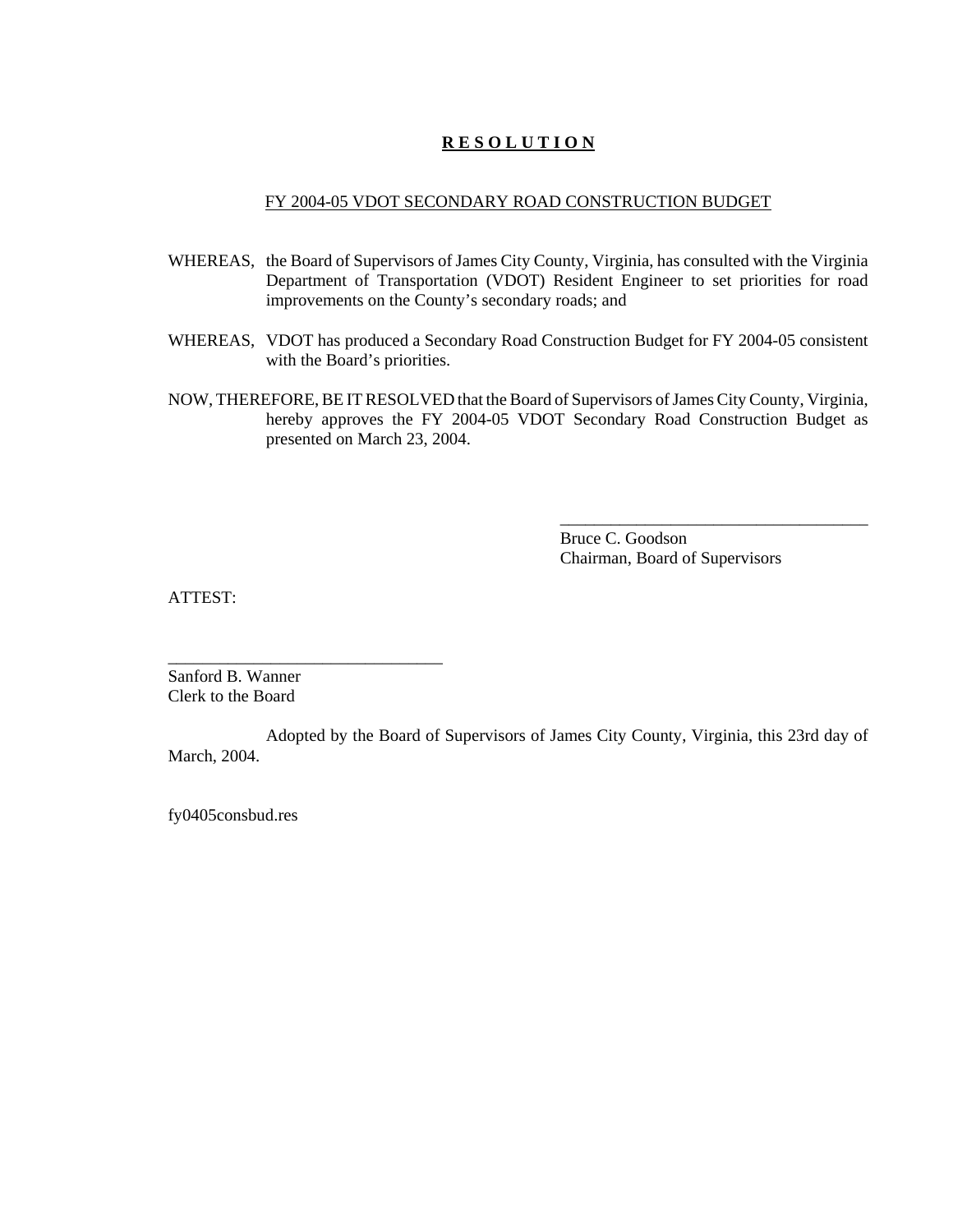# **R E S O L U T I O N**

FY 2004-05 VDOT SECONDARY ROAD CONSTRUCTION BUDGET

WHEREAS, the Board of Supervisors of James City County, Virginia, has consulted with the Virginia Department of Transportation (VDOT) Resident Engineer to set priorities for road improvements on the County's secondary roads; and

WHEREAS, VDOT has produced a Secondary Road Construction Budget for FY 2004-05 consistent with the Board's priorities.

NOW, THEREFORE, BE IT RESOLVED that the Board of Supervisors of James City County, Virginia, hereby approves the FY 2004-05 VDOT Secondary Road Construction Budget as presented on March 23, 2004.

\_\_\_\_\_\_\_\_\_\_\_\_\_\_\_\_\_\_\_\_\_\_\_\_\_\_\_\_\_\_\_\_\_\_\_\_\_\_
Bruce C. Goodson
Chairman, Board of Supervisors

ATTEST:

\_\_\_\_\_\_\_\_\_\_\_\_\_\_\_\_\_\_\_\_\_\_\_\_\_\_\_\_\_\_\_\_\_\_
Sanford B. Wanner
Clerk to the Board

Adopted by the Board of Supervisors of James City County, Virginia, this 23rd day of March, 2004.

fy0405consbud.res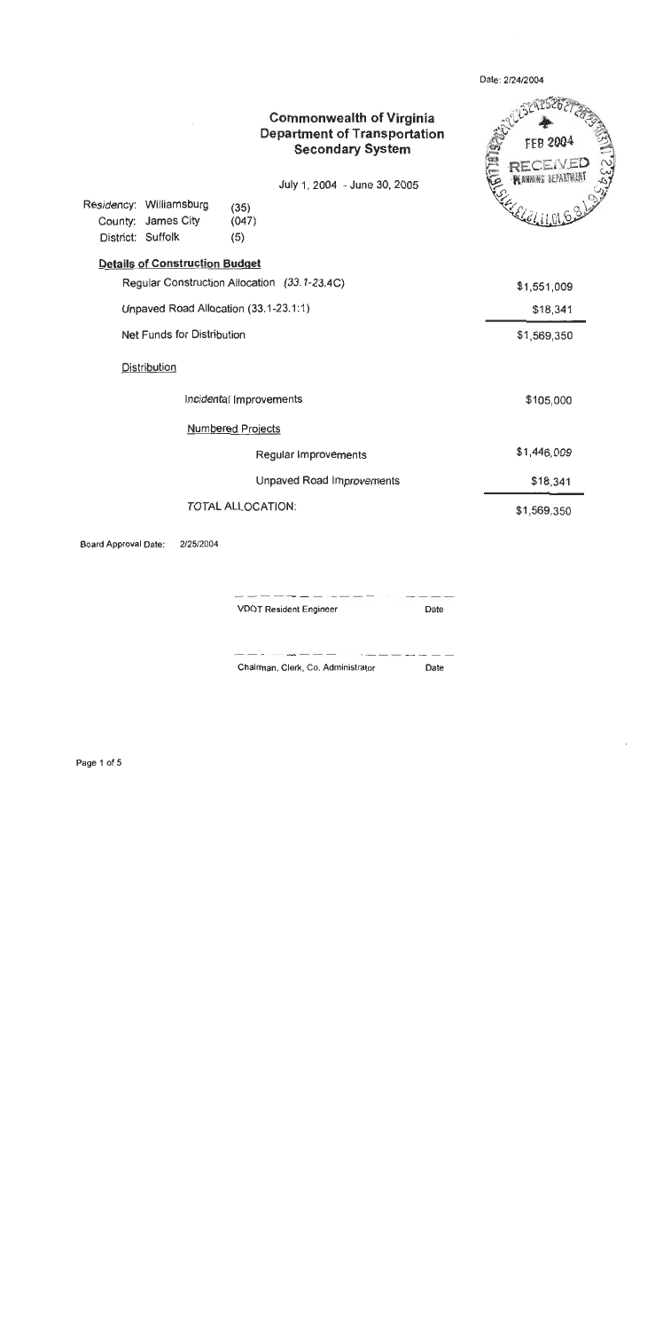Date: 2/24/2004

# Commonwealth of Virginia
## Department of Transportation
## Secondary System

FEB 2004
RECEIVED
PLANNING DEPARTMENT

July 1, 2004 - June 30, 2005

Residency: Williamsburg (35)
County: James City (047)
District: Suffolk (5)

**Details of Construction Budget**

| | |
|---|---|
| Regular Construction Allocation (33.1-23.4C) | $1,551,009 |
| Unpaved Road Allocation (33.1-23.1:1) | $18,341 |
| Net Funds for Distribution | $1,569,350 |

Distribution

| | |
|---|---|
| Incidental Improvements | $105,000 |
| Numbered Projects | |
| Regular Improvements | $1,446,009 |
| Unpaved Road Improvements | $18,341 |
| TOTAL ALLOCATION: | $1,569,350 |

Board Approval Date: 2/25/2004

VDOT Resident Engineer &nbsp;&nbsp;&nbsp;&nbsp; Date

Chairman, Clerk, Co. Administrator &nbsp;&nbsp;&nbsp;&nbsp; Date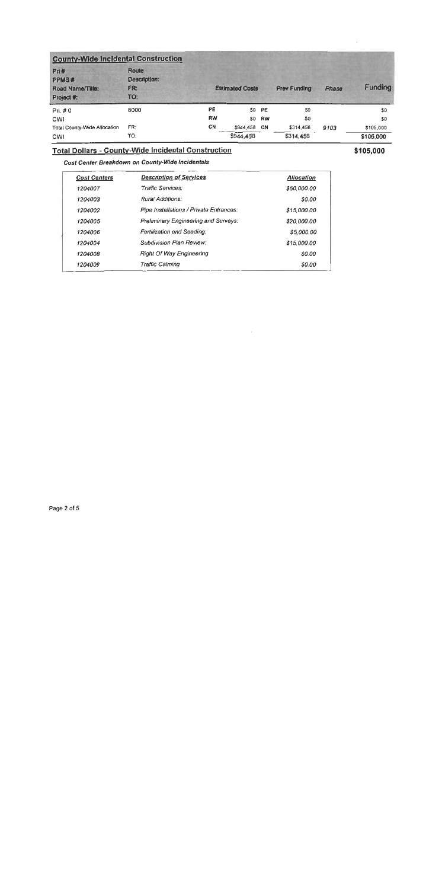## County-Wide Incidental Construction

| Pri #<br>PPMS #<br>Road Name/Title:<br>Project #: | Route<br>Description:<br>FR:<br>TO: | | Estimated Costs | | Prev Funding | Phase | Funding |
|---|---|---|---|---|---|---|---|
| Pri. # 0 | 8000 | PE | $0 | PE | $0 | | $0 |
| CWI | | RW | $0 | RW | $0 | | $0 |
| Total County-Wide Allocation | FR: | CN | $944,458 | CN | $314,458 | 9103 | $105,000 |
| CWI | TO: | | $944,458 | | $314,458 | | $105,000 |

**Total Dollars - County-Wide Incidental Construction** **$105,000**

***Cost Center Breakdown on County-Wide Incidentals***

| *Cost Centers* | *Description of Services* | *Allocation* |
|---|---|---|
| *1204007* | *Traffic Services:* | *$50,000.00* |
| *1204003* | *Rural Additions:* | *$0.00* |
| *1204002* | *Pipe Installations / Private Entrances:* | *$15,000.00* |
| *1204005* | *Preliminary Engineering and Surveys:* | *$20,000.00* |
| *1204006* | *Fertilization and Seeding:* | *$5,000.00* |
| *1204004* | *Subdivision Plan Review:* | *$15,000.00* |
| *1204008* | *Right Of Way Engineering* | *$0.00* |
| *1204009* | *Traffic Calming* | *$0.00* |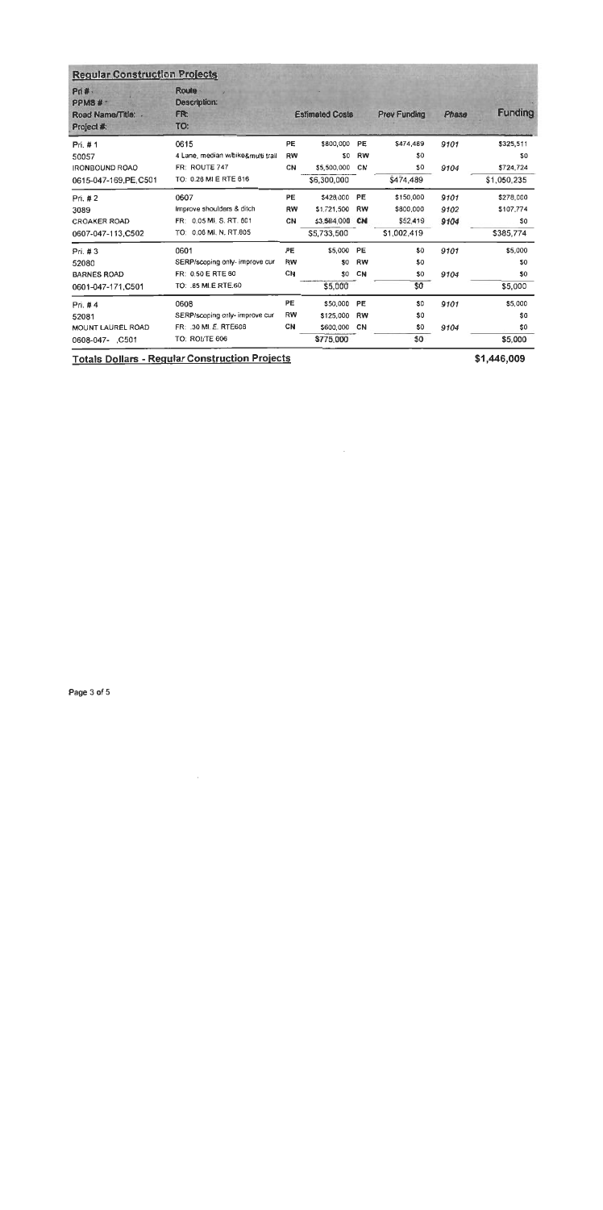## Regular Construction Projects

| Pri #<br>PPMS #<br>Road Name/Title:<br>Project #: | Route<br>Description:<br>FR:<br>TO: | | Estimated Costs | | Prev Funding | Phase | Funding |
|---|---|---|---|---|---|---|---|
| Pri. # 1 | 0615 | PE | $800,000 | PE | $474,489 | 9101 | $325,511 |
| 50057 | 4 Lane, median w/bike&multi trail | RW | $0 | RW | $0 | | $0 |
| IRONBOUND ROAD | FR: ROUTE 747 | CN | $5,500,000 | CN | $0 | 9104 | $724,724 |
| 0615-047-169,PE,C501 | TO: 0.28 MI E RTE 616 | | $6,300,000 | | $474,489 | | $1,050,235 |
| Pri. # 2 | 0607 | PE | $428,000 | PE | $150,000 | 9101 | $278,000 |
| 3089 | Improve shoulders & ditch | RW | $1,721,500 | RW | $800,000 | 9102 | $107,774 |
| CROAKER ROAD | FR: 0.05 MI. S. RT. 601 | CN | $3,584,000 | CN | $52,419 | 9104 | $0 |
| 0607-047-113,C502 | TO: 0.06 MI. N. RT.805 | | $5,733,500 | | $1,002,419 | | $385,774 |
| Pri. # 3 | 0601 | PE | $5,000 | PE | $0 | 9101 | $5,000 |
| 52080 | SERP/scoping only- improve cur | RW | $0 | RW | $0 | | $0 |
| BARNES ROAD | FR: 0.50 E RTE 60 | CN | $0 | CN | $0 | 9104 | $0 |
| 0601-047-171,C501 | TO: .85 MI.E RTE.60 | | $5,000 | | $0 | | $5,000 |
| Pri. # 4 | 0608 | PE | $50,000 | PE | $0 | 9101 | $5,000 |
| 52081 | SERP/scoping only- improve cur | RW | $125,000 | RW | $0 | | $0 |
| MOUNT LAUREL ROAD | FR: .30 MI .E. RTE606 | CN | $600,000 | CN | $0 | 9104 | $0 |
| 0608-047- ,C501 | TO: ROUTE 606 | | $775,000 | | $0 | | $5,000 |

**Totals Dollars - Regular Construction Projects** **$1,446,009**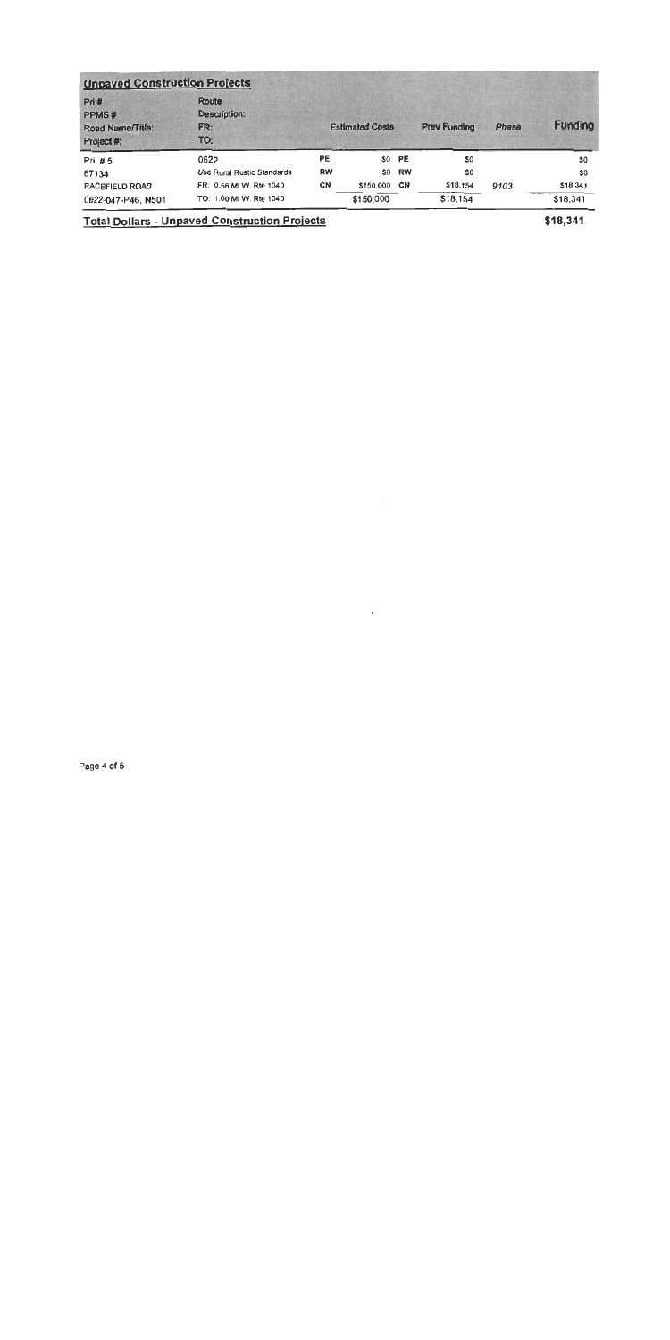## Unpaved Construction Projects

| Pri #<br>PPMS #<br>Road Name/Title:<br>Project #: | Route<br>Description:<br>FR:<br>TO: | Estimated Costs | | Prev Funding | | Phase | Funding |
|---|---|---|---|---|---|---|---|
| Pri. # 5 | 0622 | PE | $0 | PE | $0 | | $0 |
| 67134 | Use Rural Rustic Standards | RW | $0 | RW | $0 | | $0 |
| RACEFIELD ROAD | FR: 0.56 MI W. Rte 1040 | CN | $150,000 | CN | $18,154 | 9103 | $18,341 |
| 0622-047-P46, N501 | TO: 1.00 MI W. Rte 1040 | | $150,000 | | $18,154 | | $18,341 |

**Total Dollars - Unpaved Construction Projects** **$18,341**